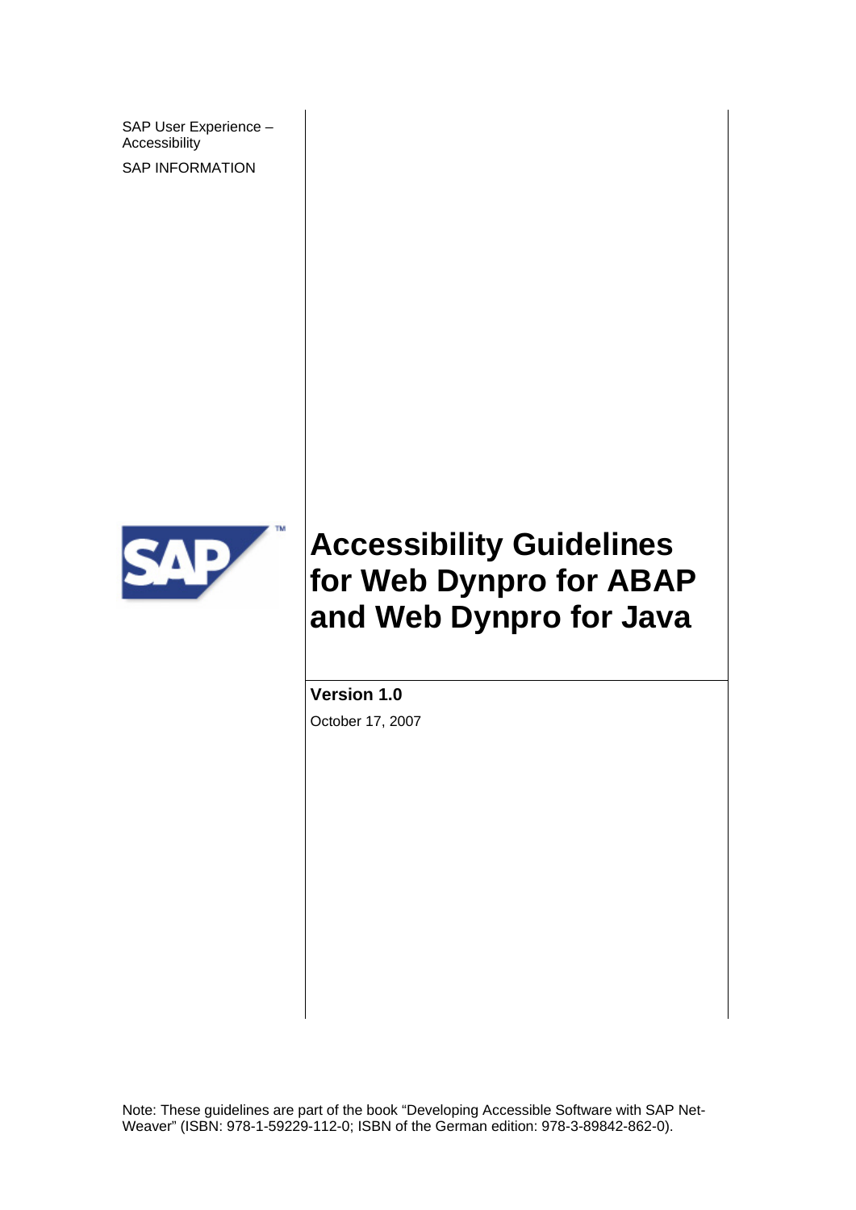SAP User Experience – Accessibility

SAP INFORMATION

# Accessibility Guidelines for Web Dynpro for ABAP and Web Dynpro for Java

**Version 1.0**

October 17, 2007

Note: These guidelines are part of the book "Developing Accessible Software with SAP NetWeaver" (ISBN: 978-1-59229-112-0; ISBN of the German edition: 978-3-89842-862-0).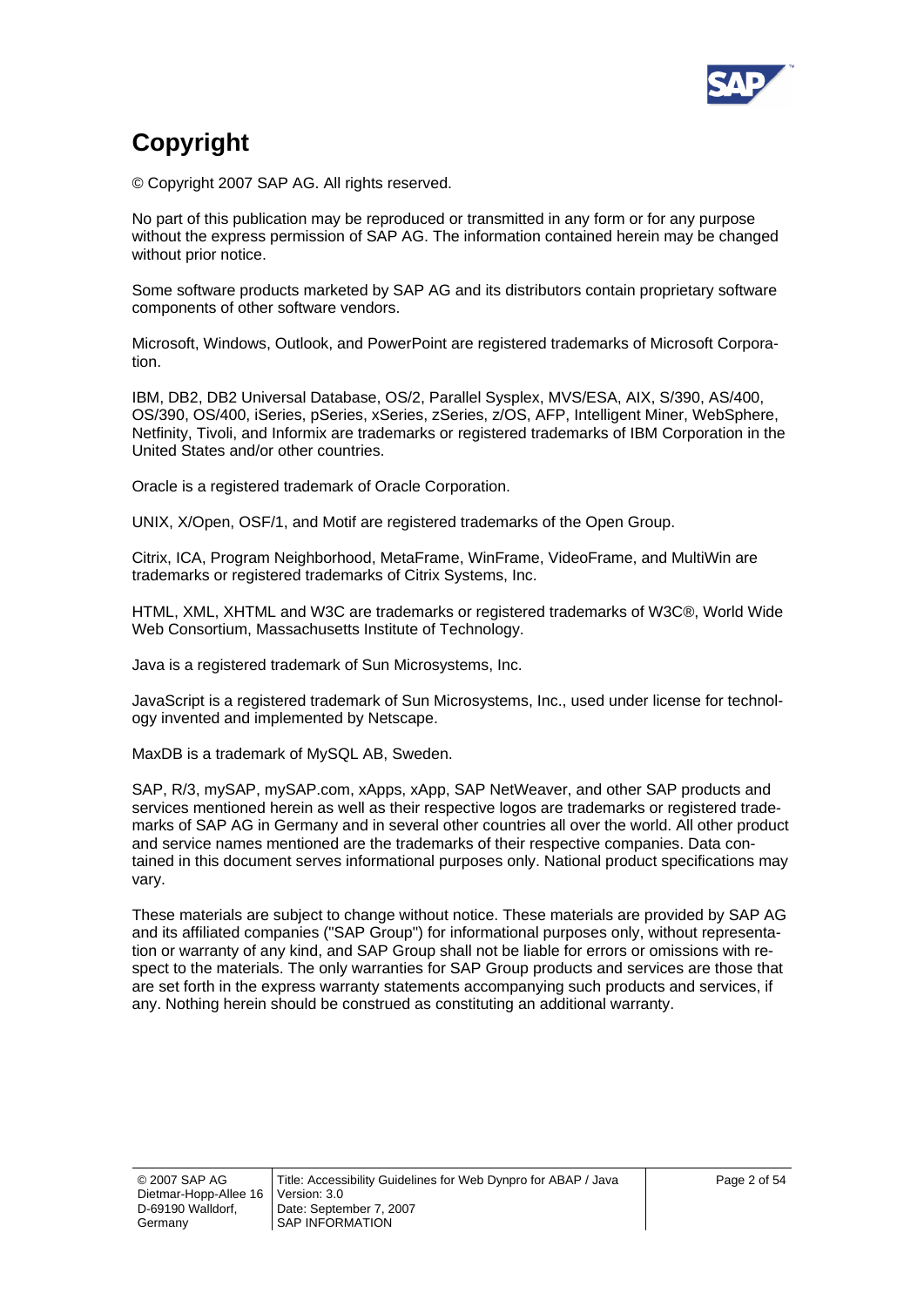# Copyright

© Copyright 2007 SAP AG. All rights reserved.

No part of this publication may be reproduced or transmitted in any form or for any purpose without the express permission of SAP AG. The information contained herein may be changed without prior notice.

Some software products marketed by SAP AG and its distributors contain proprietary software components of other software vendors.

Microsoft, Windows, Outlook, and PowerPoint are registered trademarks of Microsoft Corporation.

IBM, DB2, DB2 Universal Database, OS/2, Parallel Sysplex, MVS/ESA, AIX, S/390, AS/400, OS/390, OS/400, iSeries, pSeries, xSeries, zSeries, z/OS, AFP, Intelligent Miner, WebSphere, Netfinity, Tivoli, and Informix are trademarks or registered trademarks of IBM Corporation in the United States and/or other countries.

Oracle is a registered trademark of Oracle Corporation.

UNIX, X/Open, OSF/1, and Motif are registered trademarks of the Open Group.

Citrix, ICA, Program Neighborhood, MetaFrame, WinFrame, VideoFrame, and MultiWin are trademarks or registered trademarks of Citrix Systems, Inc.

HTML, XML, XHTML and W3C are trademarks or registered trademarks of W3C®, World Wide Web Consortium, Massachusetts Institute of Technology.

Java is a registered trademark of Sun Microsystems, Inc.

JavaScript is a registered trademark of Sun Microsystems, Inc., used under license for technology invented and implemented by Netscape.

MaxDB is a trademark of MySQL AB, Sweden.

SAP, R/3, mySAP, mySAP.com, xApps, xApp, SAP NetWeaver, and other SAP products and services mentioned herein as well as their respective logos are trademarks or registered trademarks of SAP AG in Germany and in several other countries all over the world. All other product and service names mentioned are the trademarks of their respective companies. Data contained in this document serves informational purposes only. National product specifications may vary.

These materials are subject to change without notice. These materials are provided by SAP AG and its affiliated companies ("SAP Group") for informational purposes only, without representation or warranty of any kind, and SAP Group shall not be liable for errors or omissions with respect to the materials. The only warranties for SAP Group products and services are those that are set forth in the express warranty statements accompanying such products and services, if any. Nothing herein should be construed as constituting an additional warranty.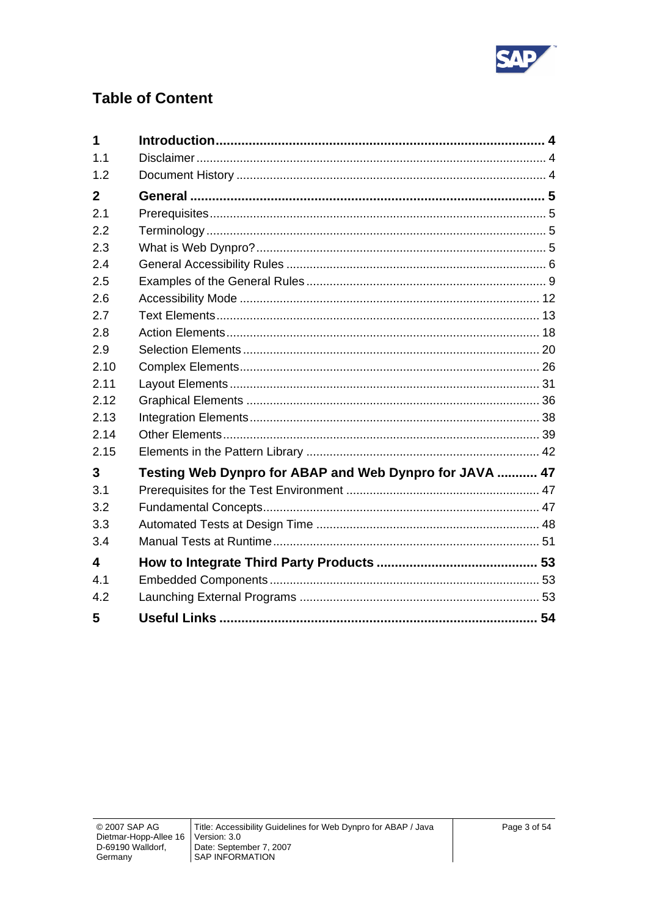## Table of Content

| | | |
|---|---|---|
| **1** | **Introduction** | **4** |
| 1.1 | Disclaimer | 4 |
| 1.2 | Document History | 4 |
| **2** | **General** | **5** |
| 2.1 | Prerequisites | 5 |
| 2.2 | Terminology | 5 |
| 2.3 | What is Web Dynpro? | 5 |
| 2.4 | General Accessibility Rules | 6 |
| 2.5 | Examples of the General Rules | 9 |
| 2.6 | Accessibility Mode | 12 |
| 2.7 | Text Elements | 13 |
| 2.8 | Action Elements | 18 |
| 2.9 | Selection Elements | 20 |
| 2.10 | Complex Elements | 26 |
| 2.11 | Layout Elements | 31 |
| 2.12 | Graphical Elements | 36 |
| 2.13 | Integration Elements | 38 |
| 2.14 | Other Elements | 39 |
| 2.15 | Elements in the Pattern Library | 42 |
| **3** | **Testing Web Dynpro for ABAP and Web Dynpro for JAVA** | **47** |
| 3.1 | Prerequisites for the Test Environment | 47 |
| 3.2 | Fundamental Concepts | 47 |
| 3.3 | Automated Tests at Design Time | 48 |
| 3.4 | Manual Tests at Runtime | 51 |
| **4** | **How to Integrate Third Party Products** | **53** |
| 4.1 | Embedded Components | 53 |
| 4.2 | Launching External Programs | 53 |
| **5** | **Useful Links** | **54** |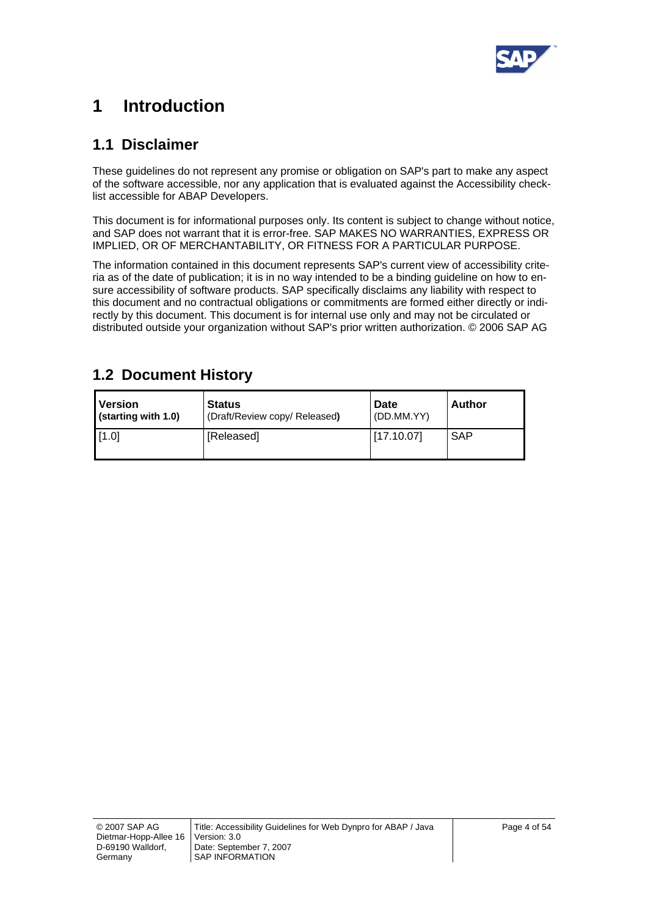# 1 Introduction

## 1.1 Disclaimer

These guidelines do not represent any promise or obligation on SAP's part to make any aspect of the software accessible, nor any application that is evaluated against the Accessibility checklist accessible for ABAP Developers.

This document is for informational purposes only. Its content is subject to change without notice, and SAP does not warrant that it is error-free. SAP MAKES NO WARRANTIES, EXPRESS OR IMPLIED, OR OF MERCHANTABILITY, OR FITNESS FOR A PARTICULAR PURPOSE.

The information contained in this document represents SAP's current view of accessibility criteria as of the date of publication; it is in no way intended to be a binding guideline on how to ensure accessibility of software products. SAP specifically disclaims any liability with respect to this document and no contractual obligations or commitments are formed either directly or indirectly by this document. This document is for internal use only and may not be circulated or distributed outside your organization without SAP's prior written authorization. © 2006 SAP AG

## 1.2 Document History

| **Version** **(starting with 1.0)** | **Status** (Draft/Review copy/ Released**)** | **Date** (DD.MM.YY) | **Author** |
|---|---|---|---|
| [1.0] | [Released] | [17.10.07] | SAP |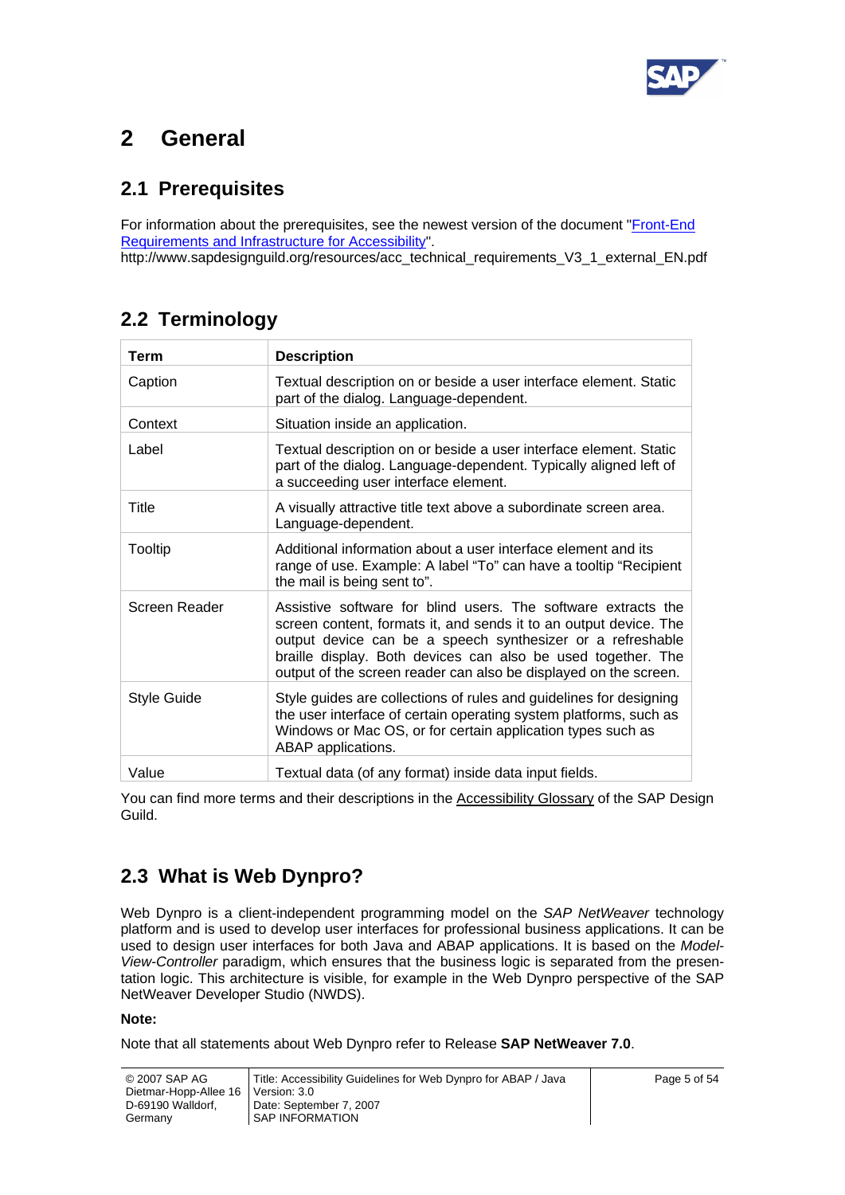# 2 General

## 2.1 Prerequisites

For information about the prerequisites, see the newest version of the document "[Front-End Requirements and Infrastructure for Accessibility](http://www.sapdesignguild.org/resources/acc_technical_requirements_V3_1_external_EN.pdf)".
http://www.sapdesignguild.org/resources/acc_technical_requirements_V3_1_external_EN.pdf

## 2.2 Terminology

| Term | Description |
|---|---|
| Caption | Textual description on or beside a user interface element. Static part of the dialog. Language-dependent. |
| Context | Situation inside an application. |
| Label | Textual description on or beside a user interface element. Static part of the dialog. Language-dependent. Typically aligned left of a succeeding user interface element. |
| Title | A visually attractive title text above a subordinate screen area. Language-dependent. |
| Tooltip | Additional information about a user interface element and its range of use. Example: A label "To" can have a tooltip "Recipient the mail is being sent to". |
| Screen Reader | Assistive software for blind users. The software extracts the screen content, formats it, and sends it to an output device. The output device can be a speech synthesizer or a refreshable braille display. Both devices can also be used together. The output of the screen reader can also be displayed on the screen. |
| Style Guide | Style guides are collections of rules and guidelines for designing the user interface of certain operating system platforms, such as Windows or Mac OS, or for certain application types such as ABAP applications. |
| Value | Textual data (of any format) inside data input fields. |

You can find more terms and their descriptions in the Accessibility Glossary of the SAP Design Guild.

## 2.3 What is Web Dynpro?

Web Dynpro is a client-independent programming model on the *SAP NetWeaver* technology platform and is used to develop user interfaces for professional business applications. It can be used to design user interfaces for both Java and ABAP applications. It is based on the *Model-View-Controller* paradigm, which ensures that the business logic is separated from the presentation logic. This architecture is visible, for example in the Web Dynpro perspective of the SAP NetWeaver Developer Studio (NWDS).

**Note:**

Note that all statements about Web Dynpro refer to Release **SAP NetWeaver 7.0**.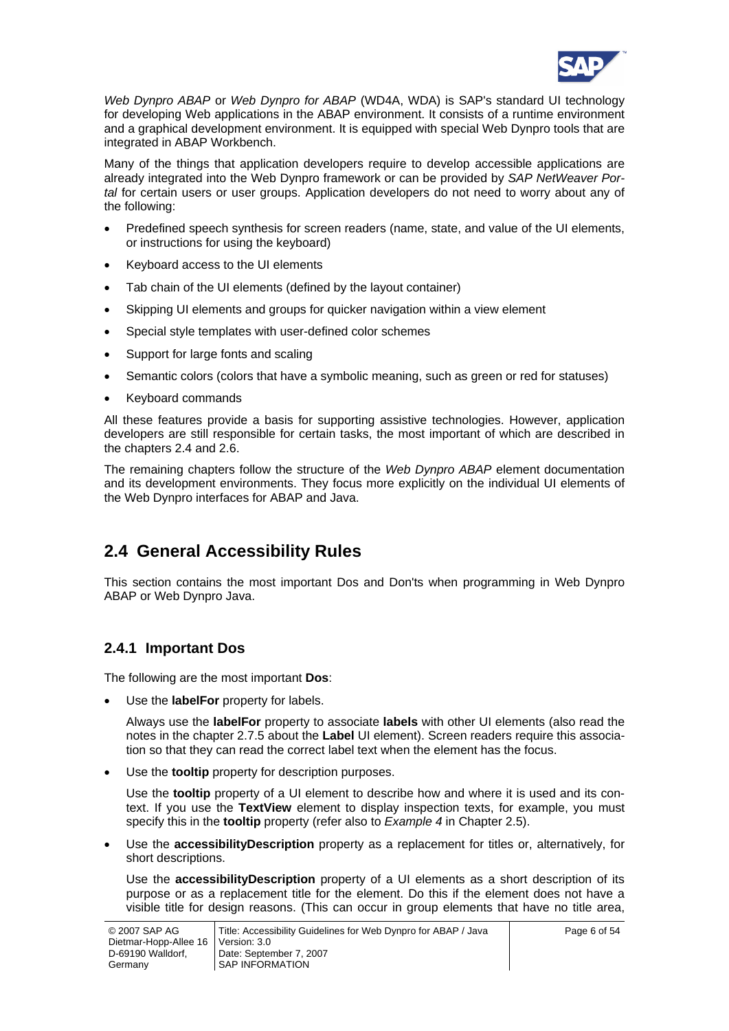*Web Dynpro ABAP* or *Web Dynpro for ABAP* (WD4A, WDA) is SAP's standard UI technology for developing Web applications in the ABAP environment. It consists of a runtime environment and a graphical development environment. It is equipped with special Web Dynpro tools that are integrated in ABAP Workbench.

Many of the things that application developers require to develop accessible applications are already integrated into the Web Dynpro framework or can be provided by *SAP NetWeaver Portal* for certain users or user groups. Application developers do not need to worry about any of the following:

- Predefined speech synthesis for screen readers (name, state, and value of the UI elements, or instructions for using the keyboard)
- Keyboard access to the UI elements
- Tab chain of the UI elements (defined by the layout container)
- Skipping UI elements and groups for quicker navigation within a view element
- Special style templates with user-defined color schemes
- Support for large fonts and scaling
- Semantic colors (colors that have a symbolic meaning, such as green or red for statuses)
- Keyboard commands

All these features provide a basis for supporting assistive technologies. However, application developers are still responsible for certain tasks, the most important of which are described in the chapters 2.4 and 2.6.

The remaining chapters follow the structure of the *Web Dynpro ABAP* element documentation and its development environments. They focus more explicitly on the individual UI elements of the Web Dynpro interfaces for ABAP and Java.

## 2.4 General Accessibility Rules

This section contains the most important Dos and Don'ts when programming in Web Dynpro ABAP or Web Dynpro Java.

### 2.4.1 Important Dos

The following are the most important **Dos**:

- Use the **labelFor** property for labels.

  Always use the **labelFor** property to associate **labels** with other UI elements (also read the notes in the chapter 2.7.5 about the **Label** UI element). Screen readers require this association so that they can read the correct label text when the element has the focus.

- Use the **tooltip** property for description purposes.

  Use the **tooltip** property of a UI element to describe how and where it is used and its context. If you use the **TextView** element to display inspection texts, for example, you must specify this in the **tooltip** property (refer also to *Example 4* in Chapter 2.5).

- Use the **accessibilityDescription** property as a replacement for titles or, alternatively, for short descriptions.

  Use the **accessibilityDescription** property of a UI elements as a short description of its purpose or as a replacement title for the element. Do this if the element does not have a visible title for design reasons. (This can occur in group elements that have no title area,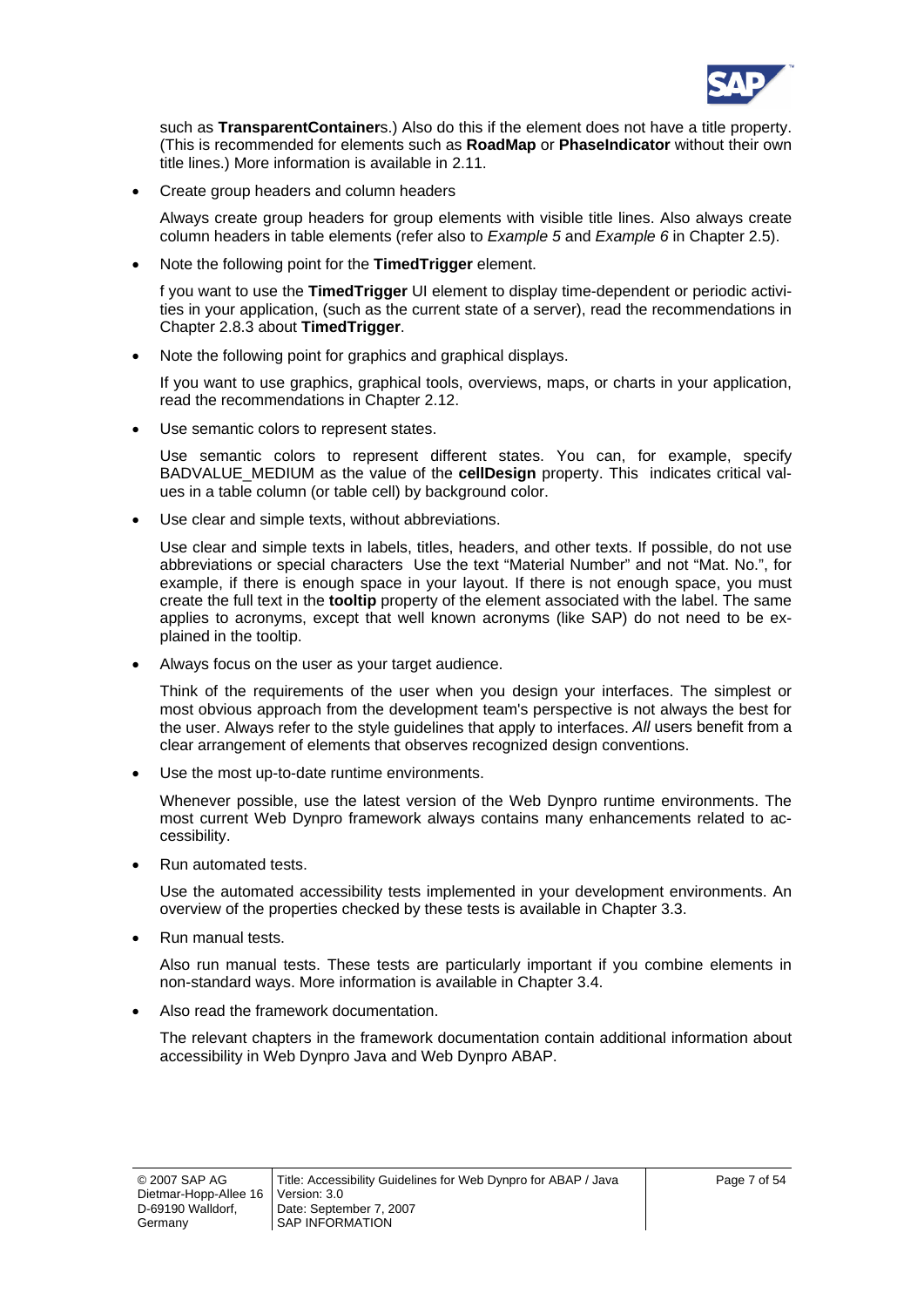such as **TransparentContainer**s.) Also do this if the element does not have a title property. (This is recommended for elements such as **RoadMap** or **PhaseIndicator** without their own title lines.) More information is available in 2.11.

- Create group headers and column headers

  Always create group headers for group elements with visible title lines. Also always create column headers in table elements (refer also to *Example 5* and *Example 6* in Chapter 2.5).

- Note the following point for the **TimedTrigger** element.

  f you want to use the **TimedTrigger** UI element to display time-dependent or periodic activities in your application, (such as the current state of a server), read the recommendations in Chapter 2.8.3 about **TimedTrigger**.

- Note the following point for graphics and graphical displays.

  If you want to use graphics, graphical tools, overviews, maps, or charts in your application, read the recommendations in Chapter 2.12.

- Use semantic colors to represent states.

  Use semantic colors to represent different states. You can, for example, specify BADVALUE_MEDIUM as the value of the **cellDesign** property. This indicates critical values in a table column (or table cell) by background color.

- Use clear and simple texts, without abbreviations.

  Use clear and simple texts in labels, titles, headers, and other texts. If possible, do not use abbreviations or special characters Use the text "Material Number" and not "Mat. No.", for example, if there is enough space in your layout. If there is not enough space, you must create the full text in the **tooltip** property of the element associated with the label. The same applies to acronyms, except that well known acronyms (like SAP) do not need to be explained in the tooltip.

- Always focus on the user as your target audience.

  Think of the requirements of the user when you design your interfaces. The simplest or most obvious approach from the development team's perspective is not always the best for the user. Always refer to the style guidelines that apply to interfaces. *All* users benefit from a clear arrangement of elements that observes recognized design conventions.

- Use the most up-to-date runtime environments.

  Whenever possible, use the latest version of the Web Dynpro runtime environments. The most current Web Dynpro framework always contains many enhancements related to accessibility.

- Run automated tests.

  Use the automated accessibility tests implemented in your development environments. An overview of the properties checked by these tests is available in Chapter 3.3.

- Run manual tests.

  Also run manual tests. These tests are particularly important if you combine elements in non-standard ways. More information is available in Chapter 3.4.

- Also read the framework documentation.

  The relevant chapters in the framework documentation contain additional information about accessibility in Web Dynpro Java and Web Dynpro ABAP.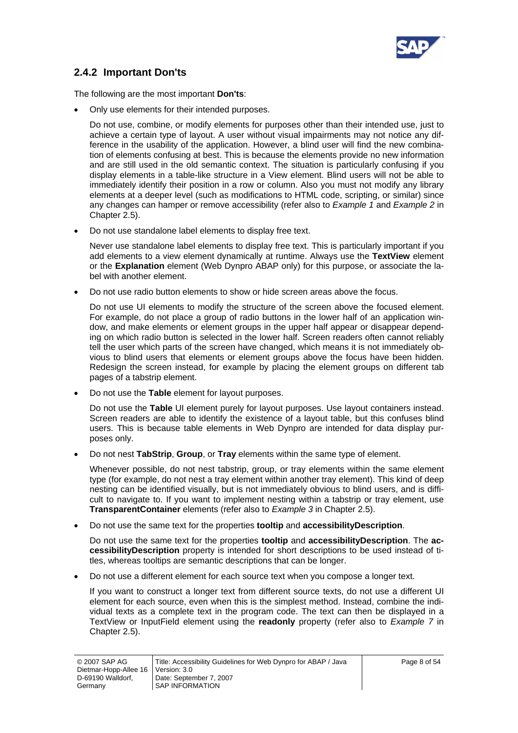### 2.4.2 Important Don'ts

The following are the most important **Don'ts**:

- Only use elements for their intended purposes.

  Do not use, combine, or modify elements for purposes other than their intended use, just to achieve a certain type of layout. A user without visual impairments may not notice any difference in the usability of the application. However, a blind user will find the new combination of elements confusing at best. This is because the elements provide no new information and are still used in the old semantic context. The situation is particularly confusing if you display elements in a table-like structure in a View element. Blind users will not be able to immediately identify their position in a row or column. Also you must not modify any library elements at a deeper level (such as modifications to HTML code, scripting, or similar) since any changes can hamper or remove accessibility (refer also to *Example 1* and *Example 2* in Chapter 2.5).

- Do not use standalone label elements to display free text.

  Never use standalone label elements to display free text. This is particularly important if you add elements to a view element dynamically at runtime. Always use the **TextView** element or the **Explanation** element (Web Dynpro ABAP only) for this purpose, or associate the label with another element.

- Do not use radio button elements to show or hide screen areas above the focus.

  Do not use UI elements to modify the structure of the screen above the focused element. For example, do not place a group of radio buttons in the lower half of an application window, and make elements or element groups in the upper half appear or disappear depending on which radio button is selected in the lower half. Screen readers often cannot reliably tell the user which parts of the screen have changed, which means it is not immediately obvious to blind users that elements or element groups above the focus have been hidden. Redesign the screen instead, for example by placing the element groups on different tab pages of a tabstrip element.

- Do not use the **Table** element for layout purposes.

  Do not use the **Table** UI element purely for layout purposes. Use layout containers instead. Screen readers are able to identify the existence of a layout table, but this confuses blind users. This is because table elements in Web Dynpro are intended for data display purposes only.

- Do not nest **TabStrip**, **Group**, or **Tray** elements within the same type of element.

  Whenever possible, do not nest tabstrip, group, or tray elements within the same element type (for example, do not nest a tray element within another tray element). This kind of deep nesting can be identified visually, but is not immediately obvious to blind users, and is difficult to navigate to. If you want to implement nesting within a tabstrip or tray element, use **TransparentContainer** elements (refer also to *Example 3* in Chapter 2.5).

- Do not use the same text for the properties **tooltip** and **accessibilityDescription**.

  Do not use the same text for the properties **tooltip** and **accessibilityDescription**. The **accessibilityDescription** property is intended for short descriptions to be used instead of titles, whereas tooltips are semantic descriptions that can be longer.

- Do not use a different element for each source text when you compose a longer text.

  If you want to construct a longer text from different source texts, do not use a different UI element for each source, even when this is the simplest method. Instead, combine the individual texts as a complete text in the program code. The text can then be displayed in a TextView or InputField element using the **readonly** property (refer also to *Example 7* in Chapter 2.5).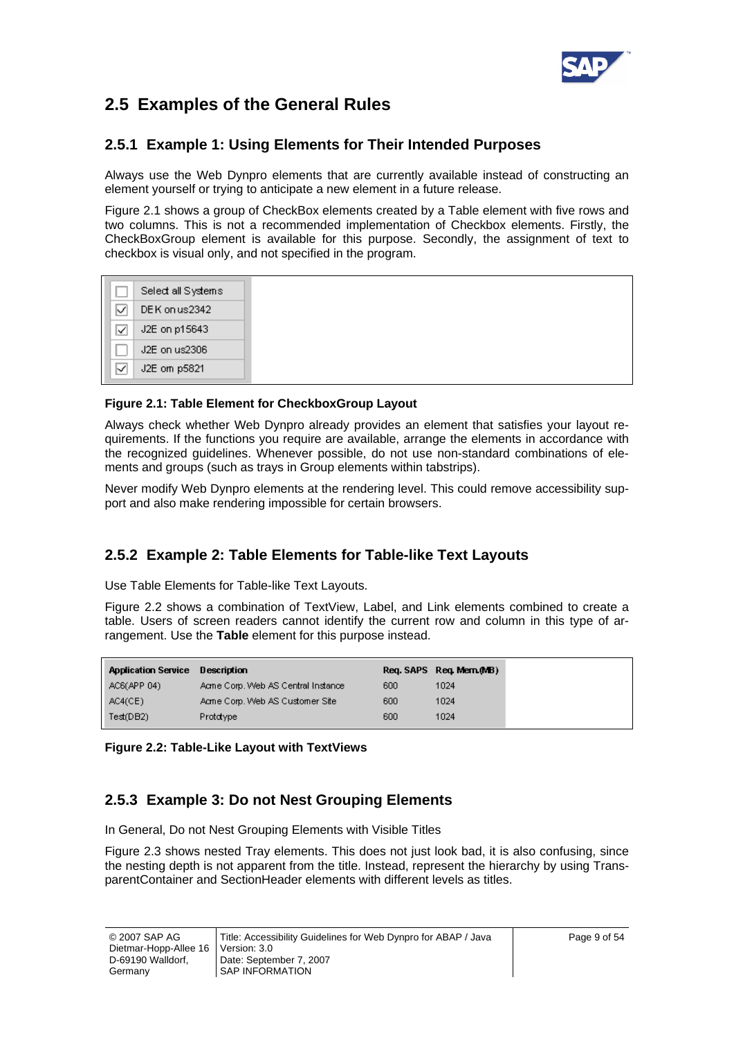## 2.5 Examples of the General Rules

### 2.5.1 Example 1: Using Elements for Their Intended Purposes

Always use the Web Dynpro elements that are currently available instead of constructing an element yourself or trying to anticipate a new element in a future release.

Figure 2.1 shows a group of CheckBox elements created by a Table element with five rows and two columns. This is not a recommended implementation of Checkbox elements. Firstly, the CheckBoxGroup element is available for this purpose. Secondly, the assignment of text to checkbox is visual only, and not specified in the program.

| | |
|---|---|
| ☐ | Select all Systems |
| ☑ | DEK on us2342 |
| ☑ | J2E on p15643 |
| ☐ | J2E on us2306 |
| ☑ | J2E om p5821 |

**Figure 2.1: Table Element for CheckboxGroup Layout**

Always check whether Web Dynpro already provides an element that satisfies your layout requirements. If the functions you require are available, arrange the elements in accordance with the recognized guidelines. Whenever possible, do not use non-standard combinations of elements and groups (such as trays in Group elements within tabstrips).

Never modify Web Dynpro elements at the rendering level. This could remove accessibility support and also make rendering impossible for certain browsers.

### 2.5.2 Example 2: Table Elements for Table-like Text Layouts

Use Table Elements for Table-like Text Layouts.

Figure 2.2 shows a combination of TextView, Label, and Link elements combined to create a table. Users of screen readers cannot identify the current row and column in this type of arrangement. Use the **Table** element for this purpose instead.

| Application Service | Description | Req. SAPS | Req. Mem.(MB) |
|---|---|---|---|
| AC6(APP 04) | Acme Corp. Web AS Central Instance | 600 | 1024 |
| AC4(CE) | Acme Corp. Web AS Customer Site | 600 | 1024 |
| Test(DB2) | Prototype | 600 | 1024 |

**Figure 2.2: Table-Like Layout with TextViews**

### 2.5.3 Example 3: Do not Nest Grouping Elements

In General, Do not Nest Grouping Elements with Visible Titles

Figure 2.3 shows nested Tray elements. This does not just look bad, it is also confusing, since the nesting depth is not apparent from the title. Instead, represent the hierarchy by using TransparentContainer and SectionHeader elements with different levels as titles.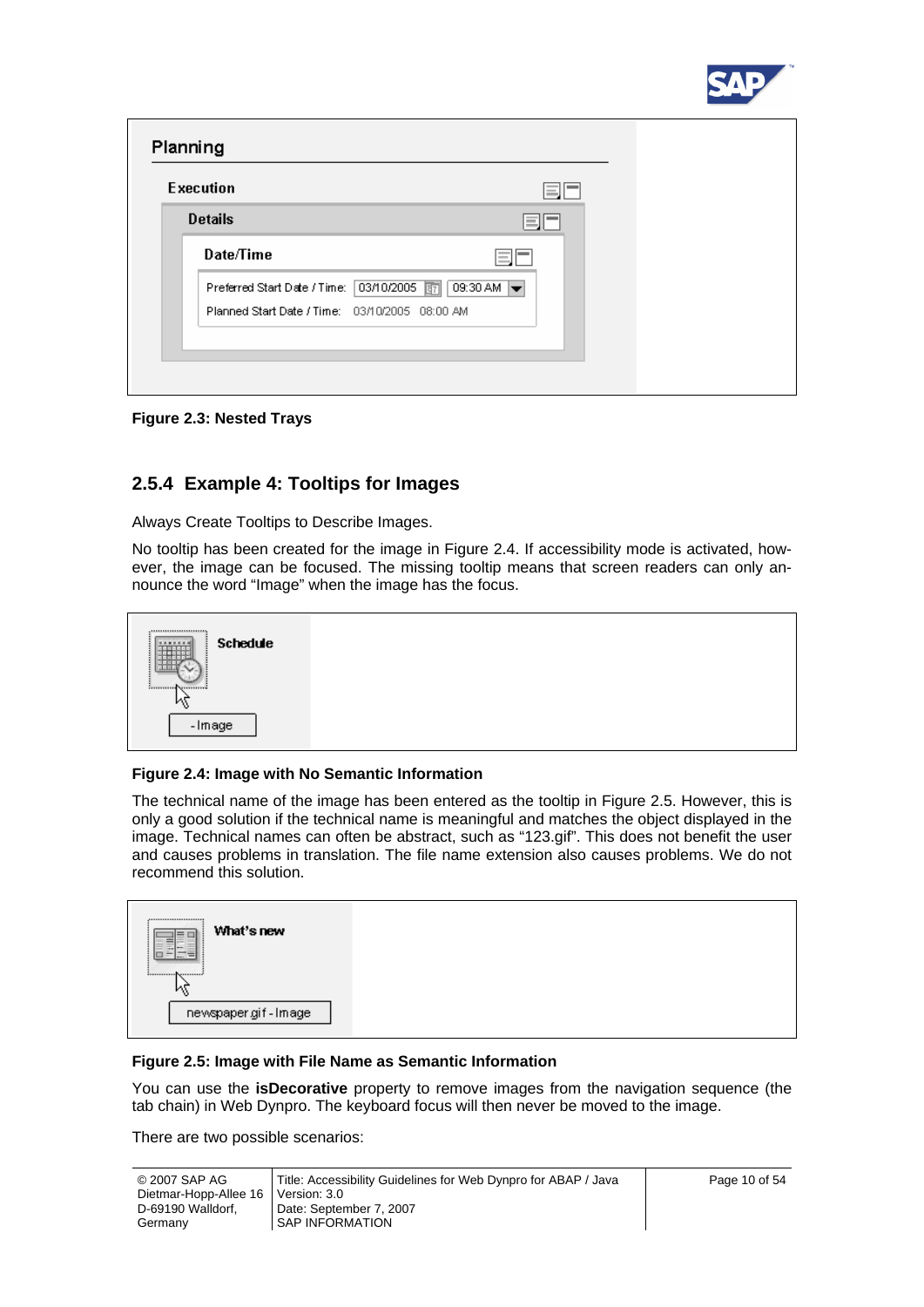Figure 2.3: Nested Trays

### 2.5.4 Example 4: Tooltips for Images

Always Create Tooltips to Describe Images.

No tooltip has been created for the image in Figure 2.4. If accessibility mode is activated, however, the image can be focused. The missing tooltip means that screen readers can only announce the word "Image" when the image has the focus.

Figure 2.4: Image with No Semantic Information

The technical name of the image has been entered as the tooltip in Figure 2.5. However, this is only a good solution if the technical name is meaningful and matches the object displayed in the image. Technical names can often be abstract, such as "123.gif". This does not benefit the user and causes problems in translation. The file name extension also causes problems. We do not recommend this solution.

Figure 2.5: Image with File Name as Semantic Information

You can use the **isDecorative** property to remove images from the navigation sequence (the tab chain) in Web Dynpro. The keyboard focus will then never be moved to the image.

There are two possible scenarios: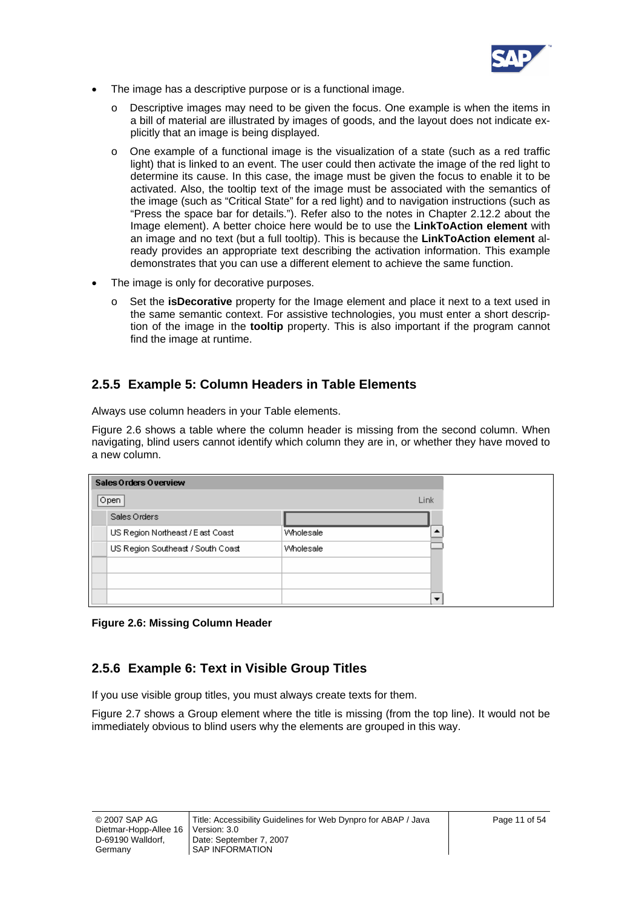- The image has a descriptive purpose or is a functional image.
  - Descriptive images may need to be given the focus. One example is when the items in a bill of material are illustrated by images of goods, and the layout does not indicate explicitly that an image is being displayed.
  - One example of a functional image is the visualization of a state (such as a red traffic light) that is linked to an event. The user could then activate the image of the red light to determine its cause. In this case, the image must be given the focus to enable it to be activated. Also, the tooltip text of the image must be associated with the semantics of the image (such as "Critical State" for a red light) and to navigation instructions (such as "Press the space bar for details."). Refer also to the notes in Chapter 2.12.2 about the Image element). A better choice here would be to use the **LinkToAction element** with an image and no text (but a full tooltip). This is because the **LinkToAction element** already provides an appropriate text describing the activation information. This example demonstrates that you can use a different element to achieve the same function.
- The image is only for decorative purposes.
  - Set the **isDecorative** property for the Image element and place it next to a text used in the same semantic context. For assistive technologies, you must enter a short description of the image in the **tooltip** property. This is also important if the program cannot find the image at runtime.

### 2.5.5 Example 5: Column Headers in Table Elements

Always use column headers in your Table elements.

Figure 2.6 shows a table where the column header is missing from the second column. When navigating, blind users cannot identify which column they are in, or whether they have moved to a new column.

**Figure 2.6: Missing Column Header**

### 2.5.6 Example 6: Text in Visible Group Titles

If you use visible group titles, you must always create texts for them.

Figure 2.7 shows a Group element where the title is missing (from the top line). It would not be immediately obvious to blind users why the elements are grouped in this way.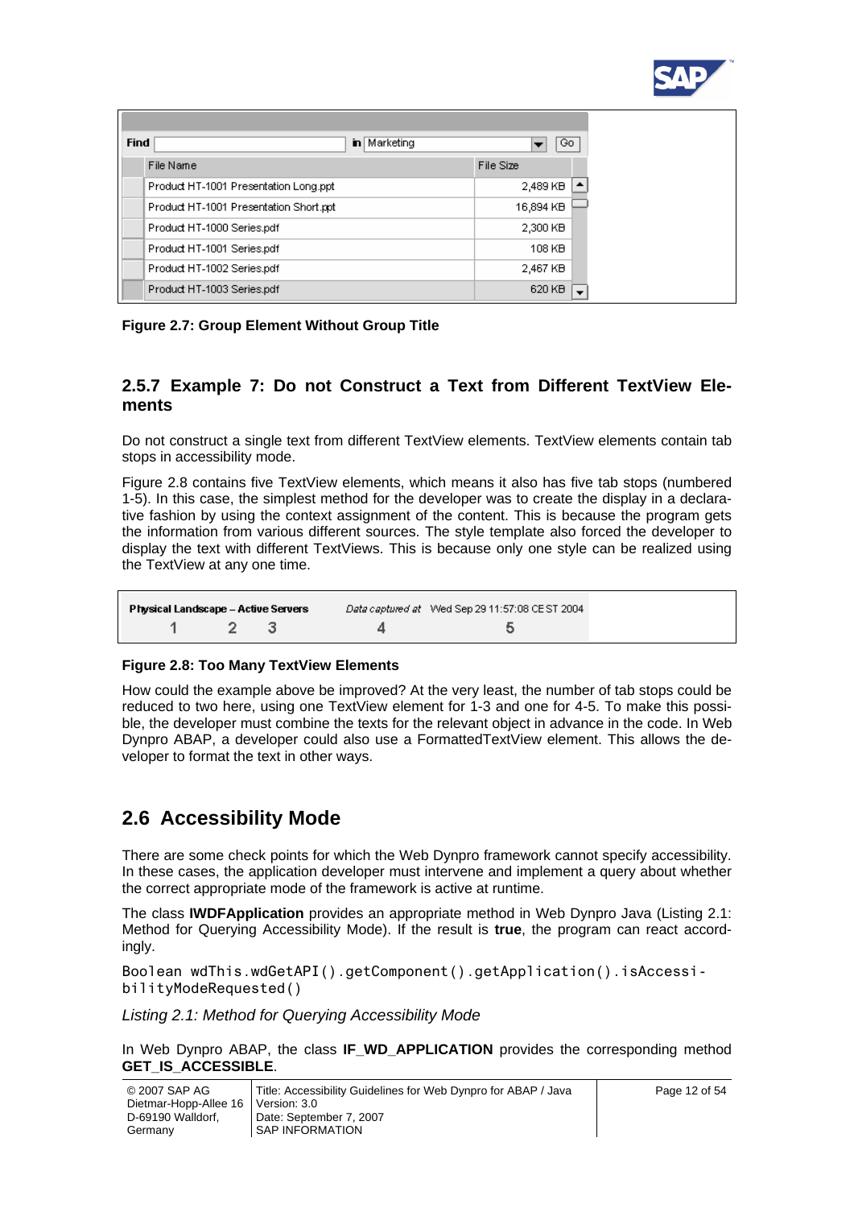| File Name | File Size |
|---|---|
| Product HT-1001 Presentation Long.ppt | 2,489 KB |
| Product HT-1001 Presentation Short.ppt | 16,894 KB |
| Product HT-1000 Series.pdf | 2,300 KB |
| Product HT-1001 Series.pdf | 108 KB |
| Product HT-1002 Series.pdf | 2,467 KB |
| Product HT-1003 Series.pdf | 620 KB |

**Figure 2.7: Group Element Without Group Title**

### 2.5.7 Example 7: Do not Construct a Text from Different TextView Elements

Do not construct a single text from different TextView elements. TextView elements contain tab stops in accessibility mode.

Figure 2.8 contains five TextView elements, which means it also has five tab stops (numbered 1-5). In this case, the simplest method for the developer was to create the display in a declarative fashion by using the context assignment of the content. This is because the program gets the information from various different sources. The style template also forced the developer to display the text with different TextViews. This is because only one style can be realized using the TextView at any one time.

**Figure 2.8: Too Many TextView Elements**

How could the example above be improved? At the very least, the number of tab stops could be reduced to two here, using one TextView element for 1-3 and one for 4-5. To make this possible, the developer must combine the texts for the relevant object in advance in the code. In Web Dynpro ABAP, a developer could also use a FormattedTextView element. This allows the developer to format the text in other ways.

## 2.6 Accessibility Mode

There are some check points for which the Web Dynpro framework cannot specify accessibility. In these cases, the application developer must intervene and implement a query about whether the correct appropriate mode of the framework is active at runtime.

The class **IWDFApplication** provides an appropriate method in Web Dynpro Java (Listing 2.1: Method for Querying Accessibility Mode). If the result is **true**, the program can react accordingly.

```
Boolean wdThis.wdGetAPI().getComponent().getApplication().isAccessibilityModeRequested()
```

*Listing 2.1: Method for Querying Accessibility Mode*

In Web Dynpro ABAP, the class **IF_WD_APPLICATION** provides the corresponding method **GET_IS_ACCESSIBLE**.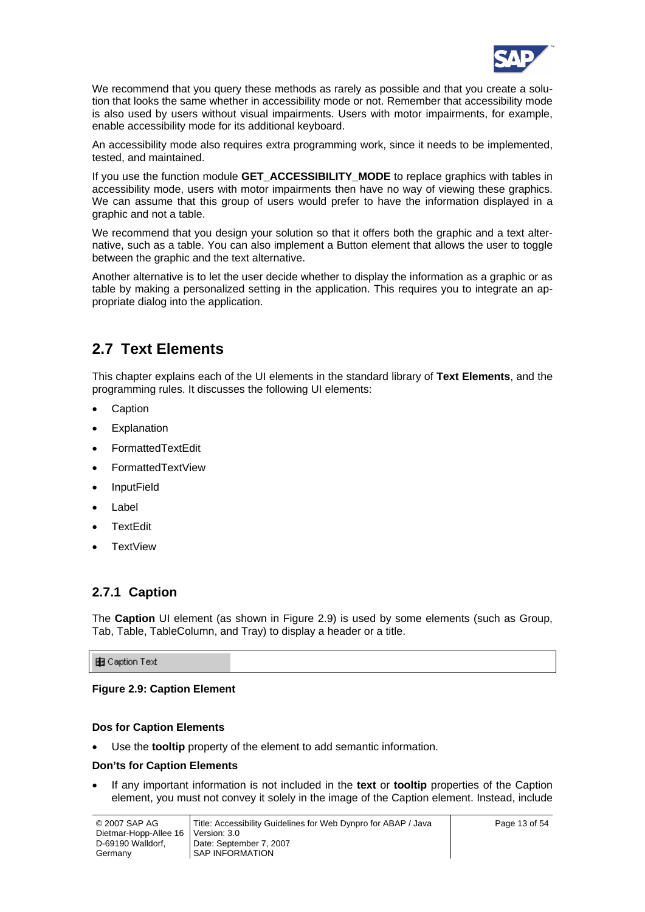We recommend that you query these methods as rarely as possible and that you create a solution that looks the same whether in accessibility mode or not. Remember that accessibility mode is also used by users without visual impairments. Users with motor impairments, for example, enable accessibility mode for its additional keyboard.

An accessibility mode also requires extra programming work, since it needs to be implemented, tested, and maintained.

If you use the function module **GET_ACCESSIBILITY_MODE** to replace graphics with tables in accessibility mode, users with motor impairments then have no way of viewing these graphics. We can assume that this group of users would prefer to have the information displayed in a graphic and not a table.

We recommend that you design your solution so that it offers both the graphic and a text alternative, such as a table. You can also implement a Button element that allows the user to toggle between the graphic and the text alternative.

Another alternative is to let the user decide whether to display the information as a graphic or as table by making a personalized setting in the application. This requires you to integrate an appropriate dialog into the application.

## 2.7 Text Elements

This chapter explains each of the UI elements in the standard library of **Text Elements**, and the programming rules. It discusses the following UI elements:

- Caption
- Explanation
- FormattedTextEdit
- FormattedTextView
- InputField
- Label
- TextEdit
- TextView

### 2.7.1 Caption

The **Caption** UI element (as shown in Figure 2.9) is used by some elements (such as Group, Tab, Table, TableColumn, and Tray) to display a header or a title.

Caption Text

**Figure 2.9: Caption Element**

**Dos for Caption Elements**

- Use the **tooltip** property of the element to add semantic information.

**Don'ts for Caption Elements**

- If any important information is not included in the **text** or **tooltip** properties of the Caption element, you must not convey it solely in the image of the Caption element. Instead, include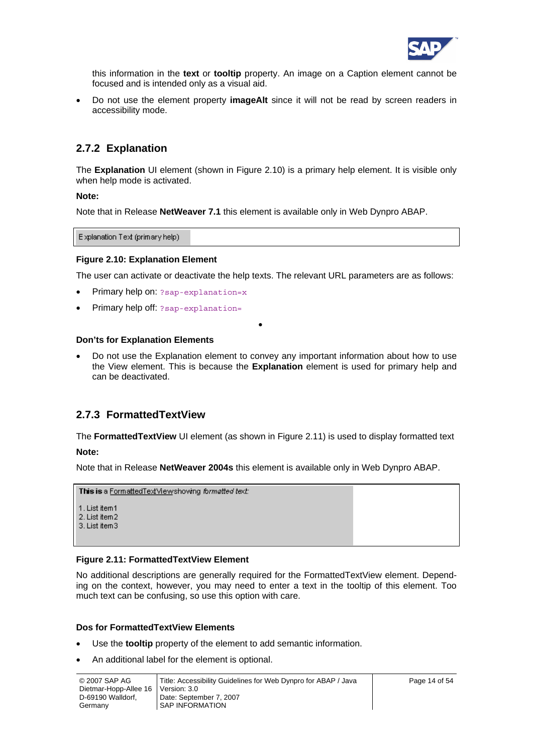this information in the **text** or **tooltip** property. An image on a Caption element cannot be focused and is intended only as a visual aid.

- Do not use the element property **imageAlt** since it will not be read by screen readers in accessibility mode.

## 2.7.2 Explanation

The **Explanation** UI element (shown in Figure 2.10) is a primary help element. It is visible only when help mode is activated.

**Note:**

Note that in Release **NetWeaver 7.1** this element is available only in Web Dynpro ABAP.

Explanation Text (primary help)

**Figure 2.10: Explanation Element**

The user can activate or deactivate the help texts. The relevant URL parameters are as follows:

- Primary help on: `?sap-explanation=x`
- Primary help off: `?sap-explanation=`

**Don'ts for Explanation Elements**

- Do not use the Explanation element to convey any important information about how to use the View element. This is because the **Explanation** element is used for primary help and can be deactivated.

## 2.7.3 FormattedTextView

The **FormattedTextView** UI element (as shown in Figure 2.11) is used to display formatted text

**Note:**

Note that in Release **NetWeaver 2004s** this element is available only in Web Dynpro ABAP.

**This is** a FormattedTextView showing *formatted text:*

1. List item1
2. List item2
3. List item3

**Figure 2.11: FormattedTextView Element**

No additional descriptions are generally required for the FormattedTextView element. Depending on the context, however, you may need to enter a text in the tooltip of this element. Too much text can be confusing, so use this option with care.

**Dos for FormattedTextView Elements**

- Use the **tooltip** property of the element to add semantic information.
- An additional label for the element is optional.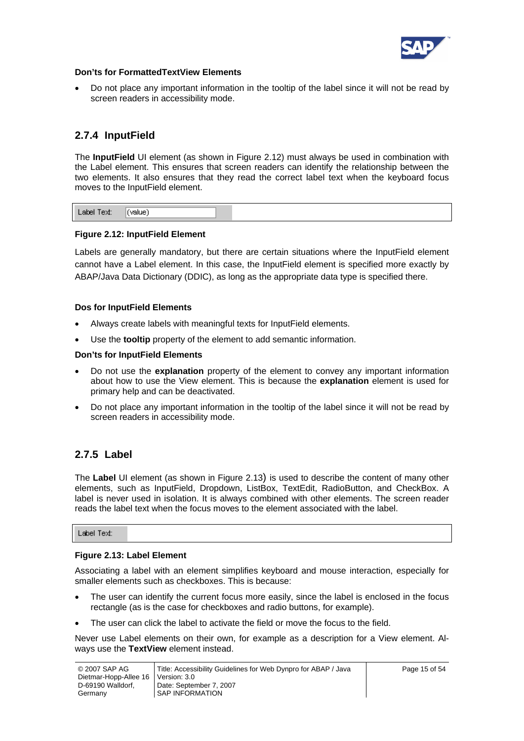**Don'ts for FormattedTextView Elements**

- Do not place any important information in the tooltip of the label since it will not be read by screen readers in accessibility mode.

### 2.7.4 InputField

The **InputField** UI element (as shown in Figure 2.12) must always be used in combination with the Label element. This ensures that screen readers can identify the relationship between the two elements. It also ensures that they read the correct label text when the keyboard focus moves to the InputField element.

Label Text: (value)

**Figure 2.12: InputField Element**

Labels are generally mandatory, but there are certain situations where the InputField element cannot have a Label element. In this case, the InputField element is specified more exactly by ABAP/Java Data Dictionary (DDIC), as long as the appropriate data type is specified there.

**Dos for InputField Elements**

- Always create labels with meaningful texts for InputField elements.
- Use the **tooltip** property of the element to add semantic information.

**Don'ts for InputField Elements**

- Do not use the **explanation** property of the element to convey any important information about how to use the View element. This is because the **explanation** element is used for primary help and can be deactivated.
- Do not place any important information in the tooltip of the label since it will not be read by screen readers in accessibility mode.

### 2.7.5 Label

The **Label** UI element (as shown in Figure 2.13) is used to describe the content of many other elements, such as InputField, Dropdown, ListBox, TextEdit, RadioButton, and CheckBox. A label is never used in isolation. It is always combined with other elements. The screen reader reads the label text when the focus moves to the element associated with the label.

Label Text:

**Figure 2.13: Label Element**

Associating a label with an element simplifies keyboard and mouse interaction, especially for smaller elements such as checkboxes. This is because:

- The user can identify the current focus more easily, since the label is enclosed in the focus rectangle (as is the case for checkboxes and radio buttons, for example).
- The user can click the label to activate the field or move the focus to the field.

Never use Label elements on their own, for example as a description for a View element. Always use the **TextView** element instead.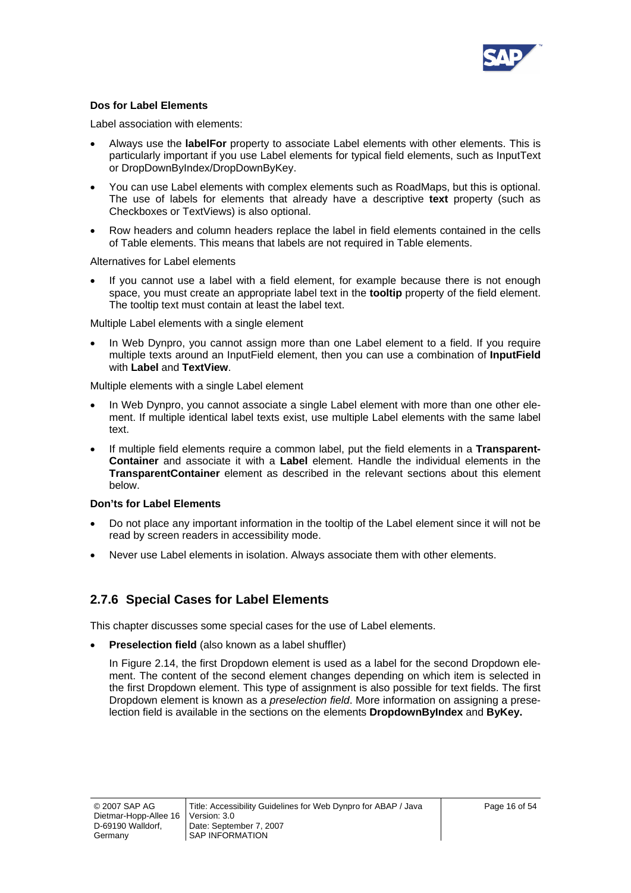**Dos for Label Elements**

Label association with elements:

- Always use the **labelFor** property to associate Label elements with other elements. This is particularly important if you use Label elements for typical field elements, such as InputText or DropDownByIndex/DropDownByKey.
- You can use Label elements with complex elements such as RoadMaps, but this is optional. The use of labels for elements that already have a descriptive **text** property (such as Checkboxes or TextViews) is also optional.
- Row headers and column headers replace the label in field elements contained in the cells of Table elements. This means that labels are not required in Table elements.

Alternatives for Label elements

- If you cannot use a label with a field element, for example because there is not enough space, you must create an appropriate label text in the **tooltip** property of the field element. The tooltip text must contain at least the label text.

Multiple Label elements with a single element

- In Web Dynpro, you cannot assign more than one Label element to a field. If you require multiple texts around an InputField element, then you can use a combination of **InputField** with **Label** and **TextView**.

Multiple elements with a single Label element

- In Web Dynpro, you cannot associate a single Label element with more than one other element. If multiple identical label texts exist, use multiple Label elements with the same label text.
- If multiple field elements require a common label, put the field elements in a **TransparentContainer** and associate it with a **Label** element. Handle the individual elements in the **TransparentContainer** element as described in the relevant sections about this element below.

**Don't's for Label Elements**

- Do not place any important information in the tooltip of the Label element since it will not be read by screen readers in accessibility mode.
- Never use Label elements in isolation. Always associate them with other elements.

## 2.7.6 Special Cases for Label Elements

This chapter discusses some special cases for the use of Label elements.

- **Preselection field** (also known as a label shuffler)

  In Figure 2.14, the first Dropdown element is used as a label for the second Dropdown element. The content of the second element changes depending on which item is selected in the first Dropdown element. This type of assignment is also possible for text fields. The first Dropdown element is known as a *preselection field*. More information on assigning a preselection field is available in the sections on the elements **DropdownByIndex** and **ByKey.**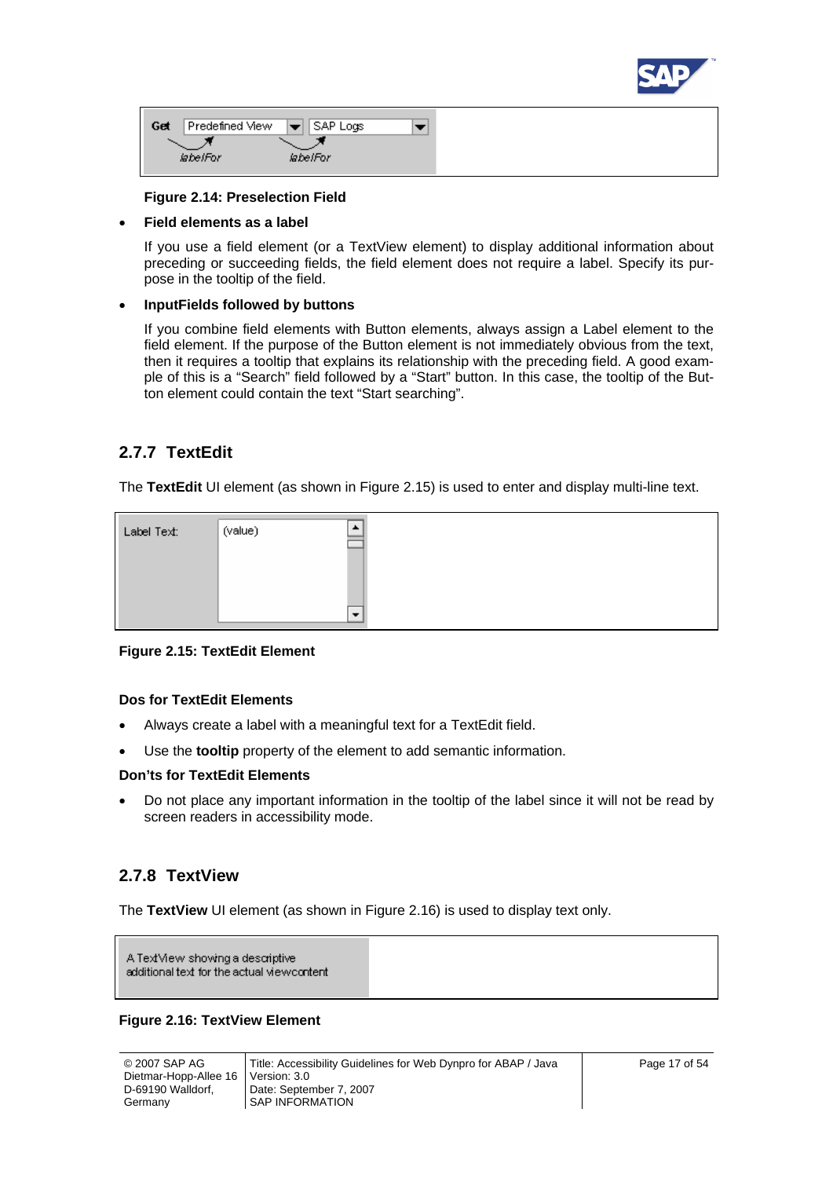**Figure 2.14: Preselection Field**

- **Field elements as a label**

  If you use a field element (or a TextView element) to display additional information about preceding or succeeding fields, the field element does not require a label. Specify its purpose in the tooltip of the field.

- **InputFields followed by buttons**

  If you combine field elements with Button elements, always assign a Label element to the field element. If the purpose of the Button element is not immediately obvious from the text, then it requires a tooltip that explains its relationship with the preceding field. A good example of this is a "Search" field followed by a "Start" button. In this case, the tooltip of the Button element could contain the text "Start searching".

## 2.7.7 TextEdit

The **TextEdit** UI element (as shown in Figure 2.15) is used to enter and display multi-line text.

**Figure 2.15: TextEdit Element**

#### Dos for TextEdit Elements

- Always create a label with a meaningful text for a TextEdit field.
- Use the **tooltip** property of the element to add semantic information.

#### Don'ts for TextEdit Elements

- Do not place any important information in the tooltip of the label since it will not be read by screen readers in accessibility mode.

## 2.7.8 TextView

The **TextView** UI element (as shown in Figure 2.16) is used to display text only.

**Figure 2.16: TextView Element**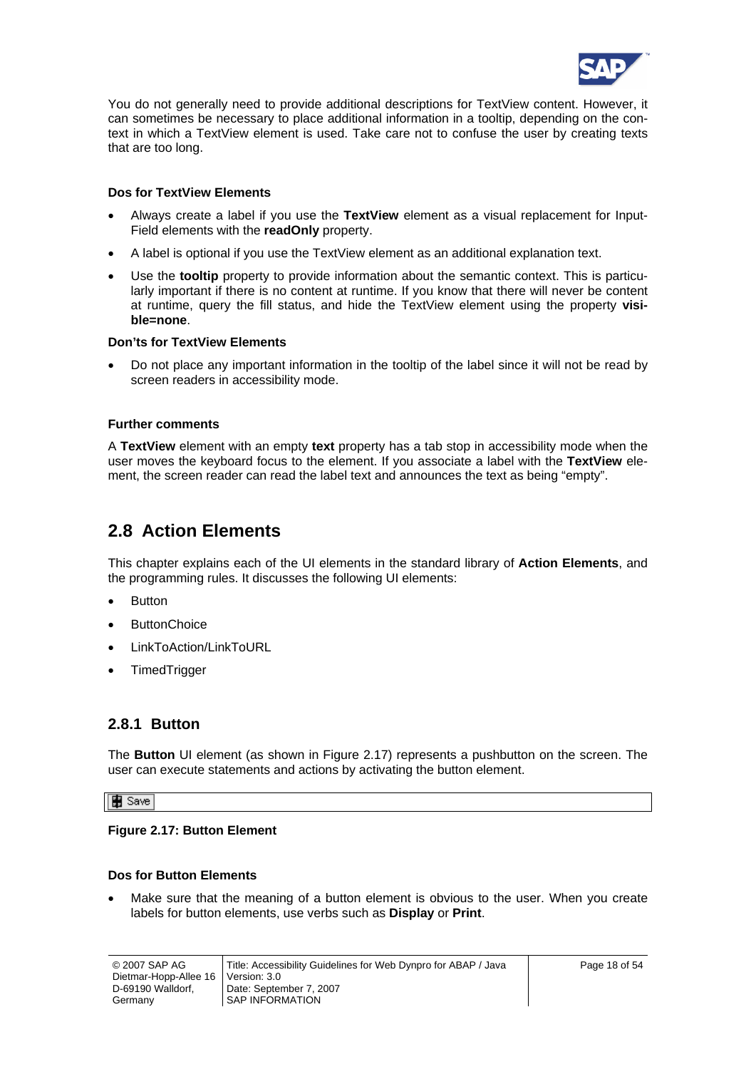You do not generally need to provide additional descriptions for TextView content. However, it can sometimes be necessary to place additional information in a tooltip, depending on the context in which a TextView element is used. Take care not to confuse the user by creating texts that are too long.

**Dos for TextView Elements**

- Always create a label if you use the **TextView** element as a visual replacement for Input-Field elements with the **readOnly** property.
- A label is optional if you use the TextView element as an additional explanation text.
- Use the **tooltip** property to provide information about the semantic context. This is particularly important if there is no content at runtime. If you know that there will never be content at runtime, query the fill status, and hide the TextView element using the property **visible=none**.

**Don'ts for TextView Elements**

- Do not place any important information in the tooltip of the label since it will not be read by screen readers in accessibility mode.

**Further comments**

A **TextView** element with an empty **text** property has a tab stop in accessibility mode when the user moves the keyboard focus to the element. If you associate a label with the **TextView** element, the screen reader can read the label text and announces the text as being "empty".

## 2.8 Action Elements

This chapter explains each of the UI elements in the standard library of **Action Elements**, and the programming rules. It discusses the following UI elements:

- Button
- ButtonChoice
- LinkToAction/LinkToURL
- TimedTrigger

### 2.8.1 Button

The **Button** UI element (as shown in Figure 2.17) represents a pushbutton on the screen. The user can execute statements and actions by activating the button element.

Save

**Figure 2.17: Button Element**

**Dos for Button Elements**

- Make sure that the meaning of a button element is obvious to the user. When you create labels for button elements, use verbs such as **Display** or **Print**.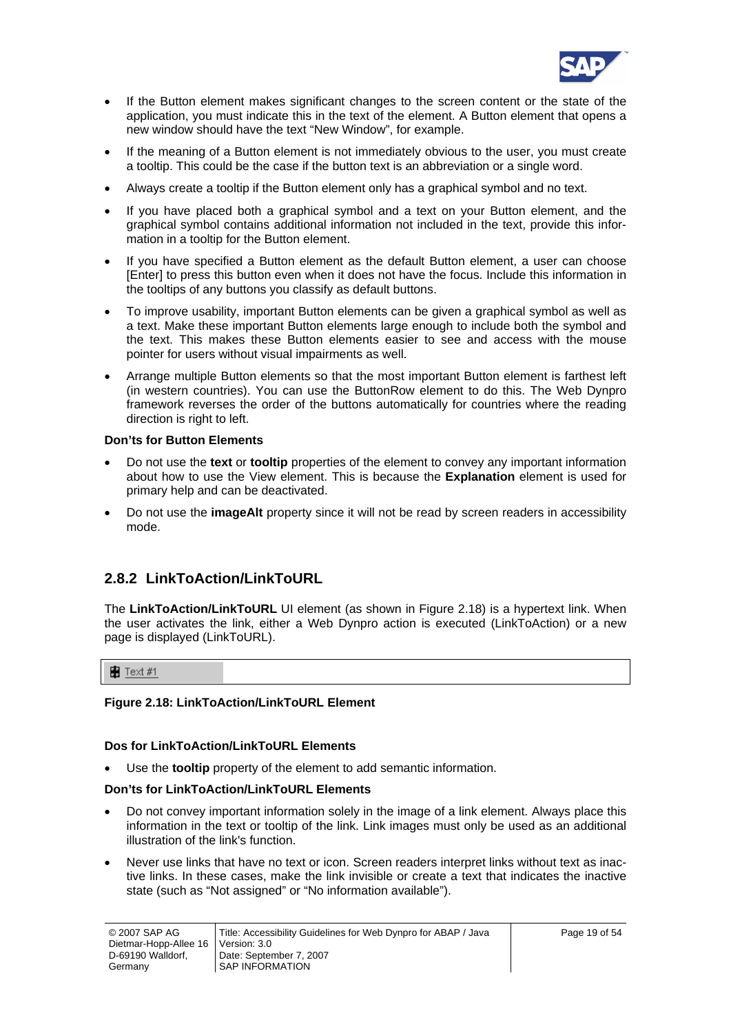- If the Button element makes significant changes to the screen content or the state of the application, you must indicate this in the text of the element. A Button element that opens a new window should have the text “New Window”, for example.
- If the meaning of a Button element is not immediately obvious to the user, you must create a tooltip. This could be the case if the button text is an abbreviation or a single word.
- Always create a tooltip if the Button element only has a graphical symbol and no text.
- If you have placed both a graphical symbol and a text on your Button element, and the graphical symbol contains additional information not included in the text, provide this information in a tooltip for the Button element.
- If you have specified a Button element as the default Button element, a user can choose [Enter] to press this button even when it does not have the focus. Include this information in the tooltips of any buttons you classify as default buttons.
- To improve usability, important Button elements can be given a graphical symbol as well as a text. Make these important Button elements large enough to include both the symbol and the text. This makes these Button elements easier to see and access with the mouse pointer for users without visual impairments as well.
- Arrange multiple Button elements so that the most important Button element is farthest left (in western countries). You can use the ButtonRow element to do this. The Web Dynpro framework reverses the order of the buttons automatically for countries where the reading direction is right to left.

**Don’ts for Button Elements**

- Do not use the **text** or **tooltip** properties of the element to convey any important information about how to use the View element. This is because the **Explanation** element is used for primary help and can be deactivated.
- Do not use the **imageAlt** property since it will not be read by screen readers in accessibility mode.

## 2.8.2 LinkToAction/LinkToURL

The **LinkToAction/LinkToURL** UI element (as shown in Figure 2.18) is a hypertext link. When the user activates the link, either a Web Dynpro action is executed (LinkToAction) or a new page is displayed (LinkToURL).

Text #1

**Figure 2.18: LinkToAction/LinkToURL Element**

**Dos for LinkToAction/LinkToURL Elements**

- Use the **tooltip** property of the element to add semantic information.

**Don’ts for LinkToAction/LinkToURL Elements**

- Do not convey important information solely in the image of a link element. Always place this information in the text or tooltip of the link. Link images must only be used as an additional illustration of the link's function.
- Never use links that have no text or icon. Screen readers interpret links without text as inactive links. In these cases, make the link invisible or create a text that indicates the inactive state (such as “Not assigned” or “No information available”).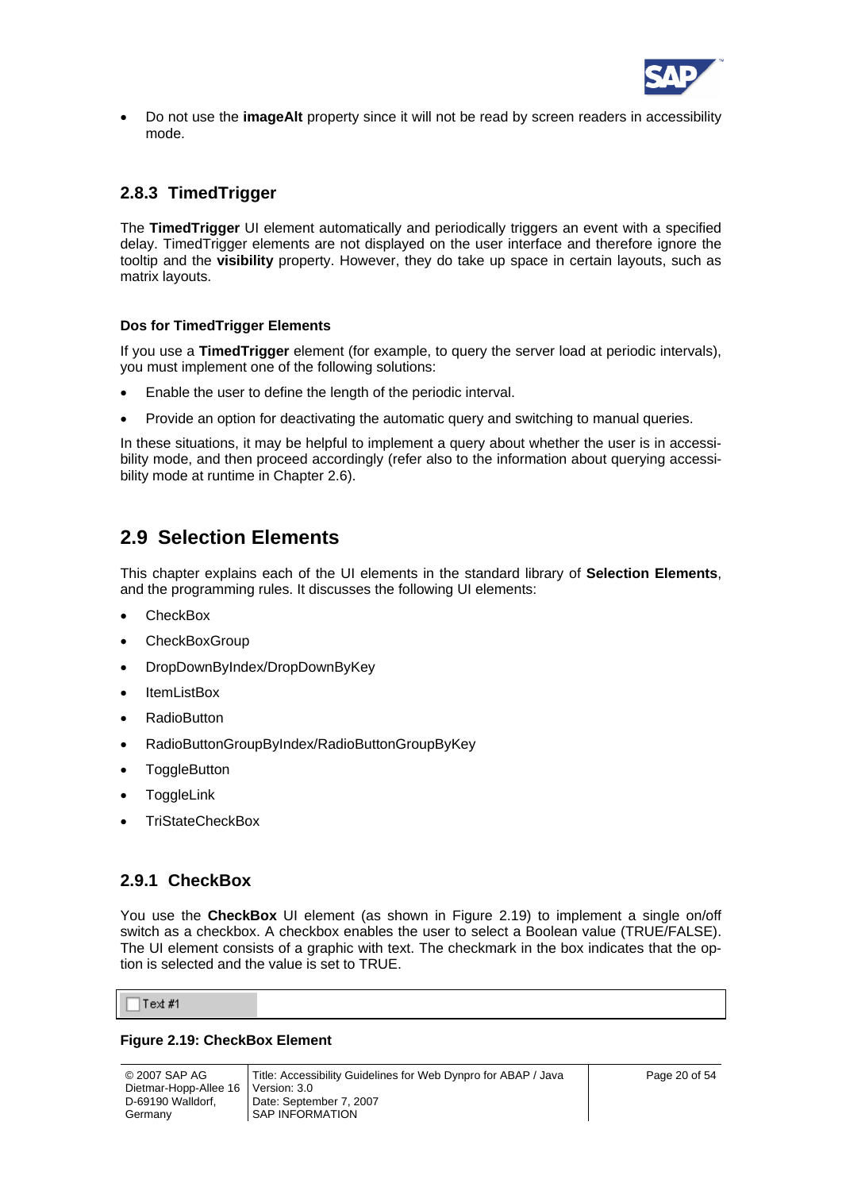- Do not use the **imageAlt** property since it will not be read by screen readers in accessibility mode.

### 2.8.3 TimedTrigger

The **TimedTrigger** UI element automatically and periodically triggers an event with a specified delay. TimedTrigger elements are not displayed on the user interface and therefore ignore the tooltip and the **visibility** property. However, they do take up space in certain layouts, such as matrix layouts.

#### Dos for TimedTrigger Elements

If you use a **TimedTrigger** element (for example, to query the server load at periodic intervals), you must implement one of the following solutions:

- Enable the user to define the length of the periodic interval.
- Provide an option for deactivating the automatic query and switching to manual queries.

In these situations, it may be helpful to implement a query about whether the user is in accessibility mode, and then proceed accordingly (refer also to the information about querying accessibility mode at runtime in Chapter 2.6).

## 2.9 Selection Elements

This chapter explains each of the UI elements in the standard library of **Selection Elements**, and the programming rules. It discusses the following UI elements:

- CheckBox
- CheckBoxGroup
- DropDownByIndex/DropDownByKey
- ItemListBox
- RadioButton
- RadioButtonGroupByIndex/RadioButtonGroupByKey
- ToggleButton
- ToggleLink
- TriStateCheckBox

### 2.9.1 CheckBox

You use the **CheckBox** UI element (as shown in Figure 2.19) to implement a single on/off switch as a checkbox. A checkbox enables the user to select a Boolean value (TRUE/FALSE). The UI element consists of a graphic with text. The checkmark in the box indicates that the option is selected and the value is set to TRUE.

Text #1

**Figure 2.19: CheckBox Element**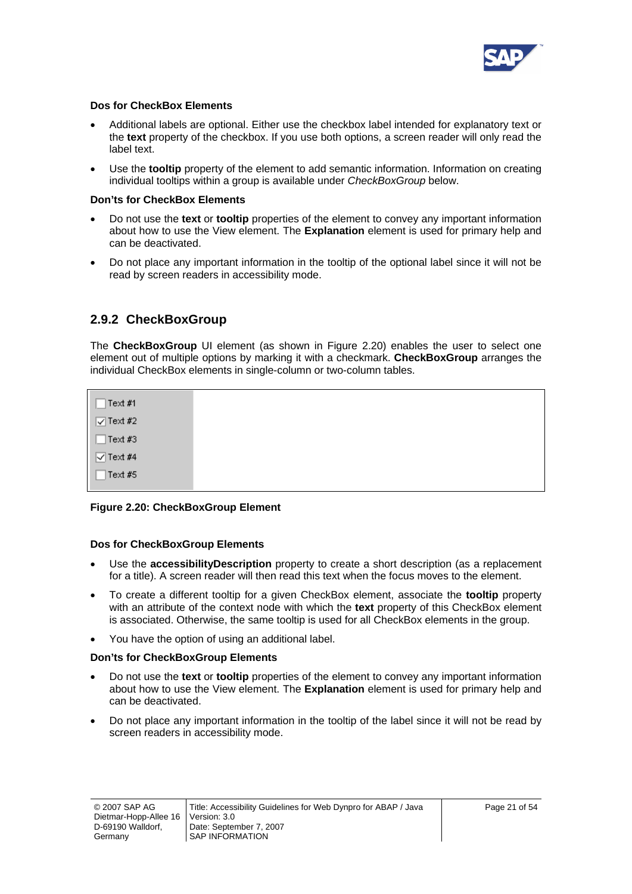**Dos for CheckBox Elements**

- Additional labels are optional. Either use the checkbox label intended for explanatory text or the **text** property of the checkbox. If you use both options, a screen reader will only read the label text.
- Use the **tooltip** property of the element to add semantic information. Information on creating individual tooltips within a group is available under *CheckBoxGroup* below.

**Don'ts for CheckBox Elements**

- Do not use the **text** or **tooltip** properties of the element to convey any important information about how to use the View element. The **Explanation** element is used for primary help and can be deactivated.
- Do not place any important information in the tooltip of the optional label since it will not be read by screen readers in accessibility mode.

## 2.9.2 CheckBoxGroup

The **CheckBoxGroup** UI element (as shown in Figure 2.20) enables the user to select one element out of multiple options by marking it with a checkmark. **CheckBoxGroup** arranges the individual CheckBox elements in single-column or two-column tables.

**Figure 2.20: CheckBoxGroup Element**

**Dos for CheckBoxGroup Elements**

- Use the **accessibilityDescription** property to create a short description (as a replacement for a title). A screen reader will then read this text when the focus moves to the element.
- To create a different tooltip for a given CheckBox element, associate the **tooltip** property with an attribute of the context node with which the **text** property of this CheckBox element is associated. Otherwise, the same tooltip is used for all CheckBox elements in the group.
- You have the option of using an additional label.

**Don'ts for CheckBoxGroup Elements**

- Do not use the **text** or **tooltip** properties of the element to convey any important information about how to use the View element. The **Explanation** element is used for primary help and can be deactivated.
- Do not place any important information in the tooltip of the label since it will not be read by screen readers in accessibility mode.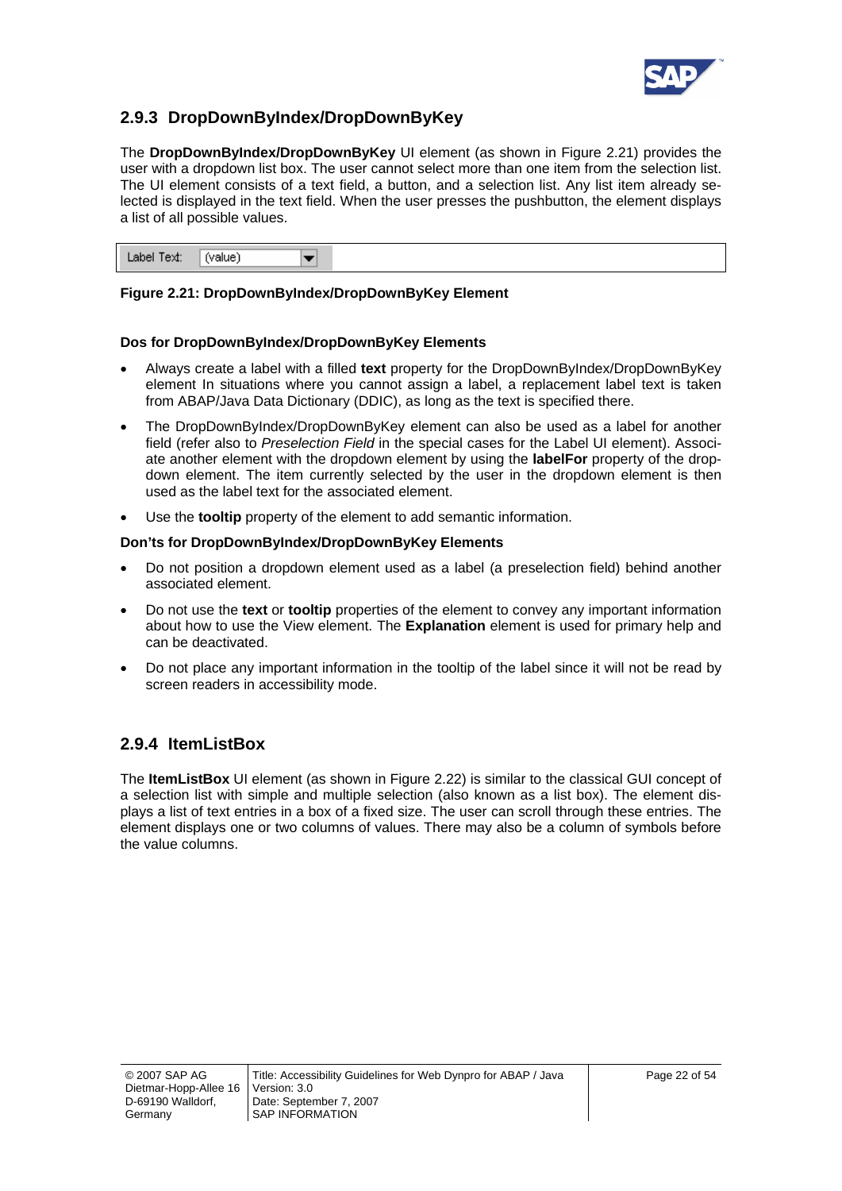### 2.9.3 DropDownByIndex/DropDownByKey

The **DropDownByIndex/DropDownByKey** UI element (as shown in Figure 2.21) provides the user with a dropdown list box. The user cannot select more than one item from the selection list. The UI element consists of a text field, a button, and a selection list. Any list item already selected is displayed in the text field. When the user presses the pushbutton, the element displays a list of all possible values.

Label Text: (value)

**Figure 2.21: DropDownByIndex/DropDownByKey Element**

**Dos for DropDownByIndex/DropDownByKey Elements**

- Always create a label with a filled **text** property for the DropDownByIndex/DropDownByKey element In situations where you cannot assign a label, a replacement label text is taken from ABAP/Java Data Dictionary (DDIC), as long as the text is specified there.
- The DropDownByIndex/DropDownByKey element can also be used as a label for another field (refer also to *Preselection Field* in the special cases for the Label UI element). Associate another element with the dropdown element by using the **labelFor** property of the dropdown element. The item currently selected by the user in the dropdown element is then used as the label text for the associated element.
- Use the **tooltip** property of the element to add semantic information.

**Don'ts for DropDownByIndex/DropDownByKey Elements**

- Do not position a dropdown element used as a label (a preselection field) behind another associated element.
- Do not use the **text** or **tooltip** properties of the element to convey any important information about how to use the View element. The **Explanation** element is used for primary help and can be deactivated.
- Do not place any important information in the tooltip of the label since it will not be read by screen readers in accessibility mode.

### 2.9.4 ItemListBox

The **ItemListBox** UI element (as shown in Figure 2.22) is similar to the classical GUI concept of a selection list with simple and multiple selection (also known as a list box). The element displays a list of text entries in a box of a fixed size. The user can scroll through these entries. The element displays one or two columns of values. There may also be a column of symbols before the value columns.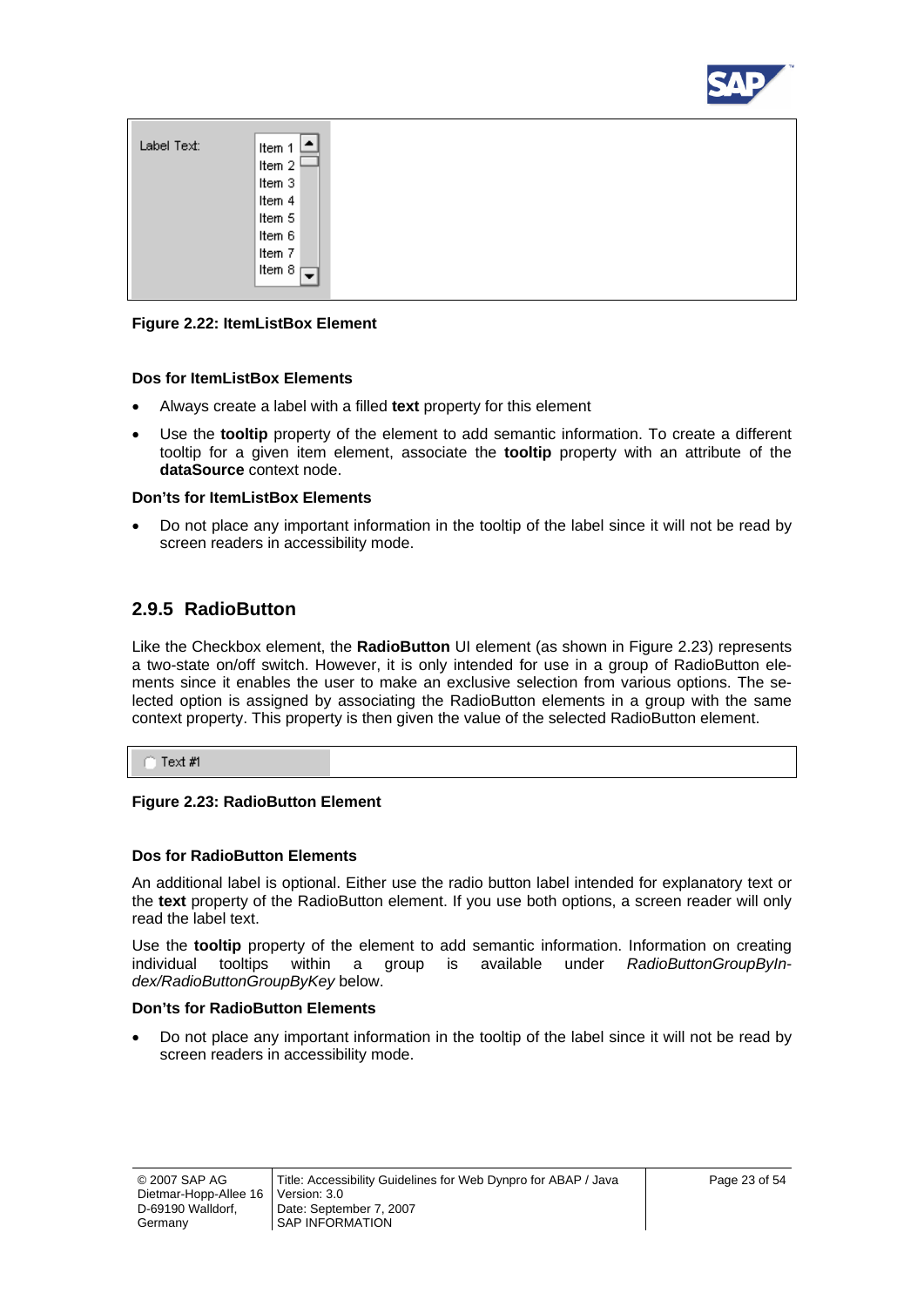**Figure 2.22: ItemListBox Element**

### Dos for ItemListBox Elements

- Always create a label with a filled **text** property for this element
- Use the **tooltip** property of the element to add semantic information. To create a different tooltip for a given item element, associate the **tooltip** property with an attribute of the **dataSource** context node.

### Don'ts for ItemListBox Elements

- Do not place any important information in the tooltip of the label since it will not be read by screen readers in accessibility mode.

## 2.9.5 RadioButton

Like the Checkbox element, the **RadioButton** UI element (as shown in Figure 2.23) represents a two-state on/off switch. However, it is only intended for use in a group of RadioButton elements since it enables the user to make an exclusive selection from various options. The selected option is assigned by associating the RadioButton elements in a group with the same context property. This property is then given the value of the selected RadioButton element.

**Figure 2.23: RadioButton Element**

### Dos for RadioButton Elements

An additional label is optional. Either use the radio button label intended for explanatory text or the **text** property of the RadioButton element. If you use both options, a screen reader will only read the label text.

Use the **tooltip** property of the element to add semantic information. Information on creating individual tooltips within a group is available under *RadioButtonGroupByIndex/RadioButtonGroupByKey* below.

### Don'ts for RadioButton Elements

- Do not place any important information in the tooltip of the label since it will not be read by screen readers in accessibility mode.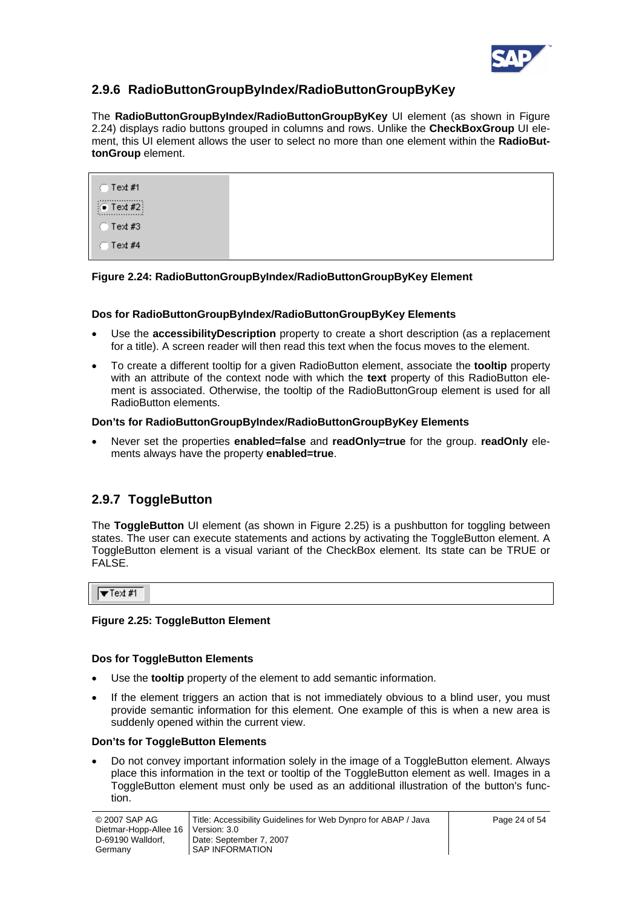## 2.9.6 RadioButtonGroupByIndex/RadioButtonGroupByKey

The **RadioButtonGroupByIndex/RadioButtonGroupByKey** UI element (as shown in Figure 2.24) displays radio buttons grouped in columns and rows. Unlike the **CheckBoxGroup** UI element, this UI element allows the user to select no more than one element within the **RadioButtonGroup** element.

**Figure 2.24: RadioButtonGroupByIndex/RadioButtonGroupByKey Element**

**Dos for RadioButtonGroupByIndex/RadioButtonGroupByKey Elements**

- Use the **accessibilityDescription** property to create a short description (as a replacement for a title). A screen reader will then read this text when the focus moves to the element.
- To create a different tooltip for a given RadioButton element, associate the **tooltip** property with an attribute of the context node with which the **text** property of this RadioButton element is associated. Otherwise, the tooltip of the RadioButtonGroup element is used for all RadioButton elements.

**Don'ts for RadioButtonGroupByIndex/RadioButtonGroupByKey Elements**

- Never set the properties **enabled=false** and **readOnly=true** for the group. **readOnly** elements always have the property **enabled=true**.

## 2.9.7 ToggleButton

The **ToggleButton** UI element (as shown in Figure 2.25) is a pushbutton for toggling between states. The user can execute statements and actions by activating the ToggleButton element. A ToggleButton element is a visual variant of the CheckBox element. Its state can be TRUE or FALSE.

**Figure 2.25: ToggleButton Element**

**Dos for ToggleButton Elements**

- Use the **tooltip** property of the element to add semantic information.
- If the element triggers an action that is not immediately obvious to a blind user, you must provide semantic information for this element. One example of this is when a new area is suddenly opened within the current view.

**Don'ts for ToggleButton Elements**

- Do not convey important information solely in the image of a ToggleButton element. Always place this information in the text or tooltip of the ToggleButton element as well. Images in a ToggleButton element must only be used as an additional illustration of the button's function.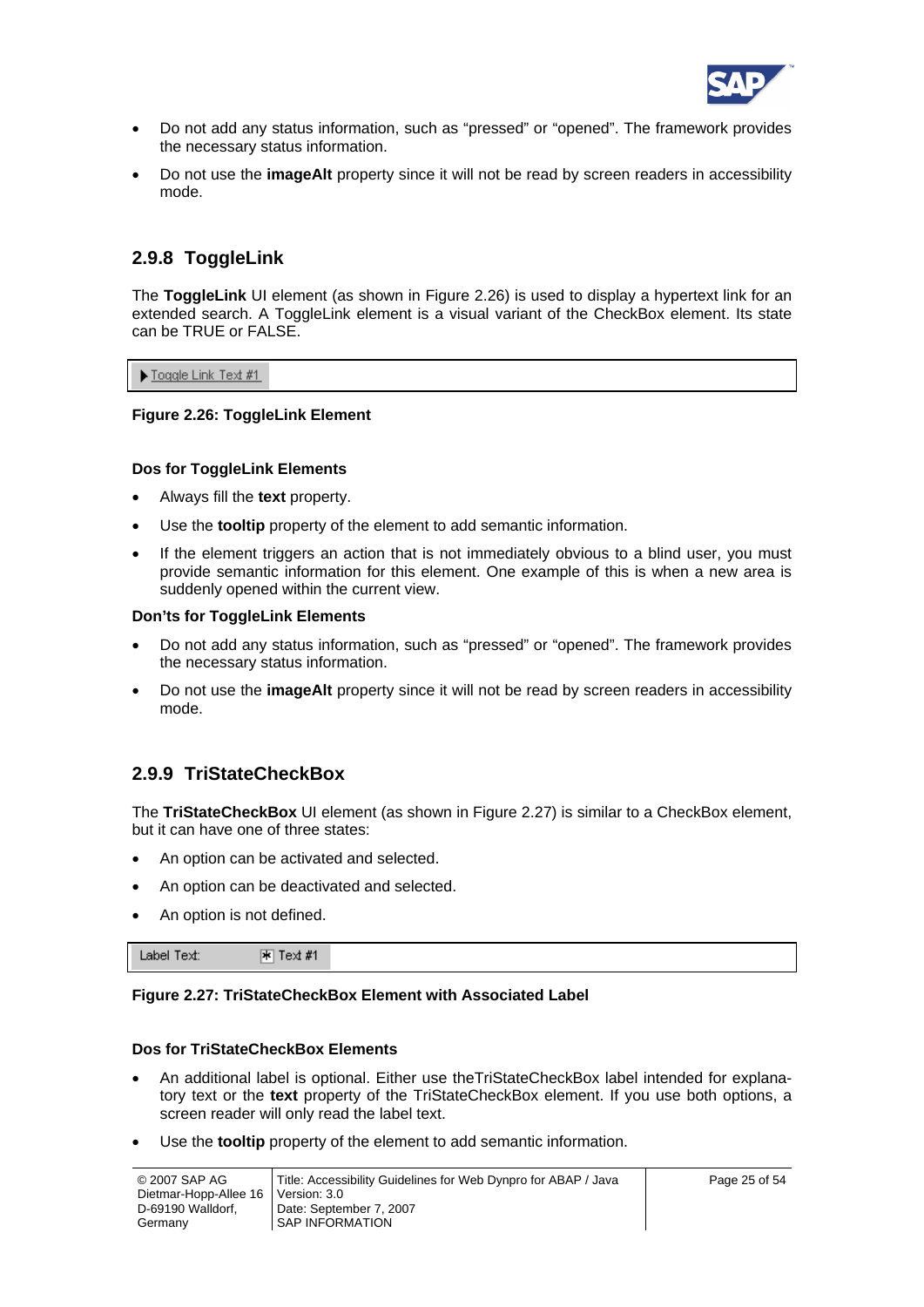- Do not add any status information, such as “pressed” or “opened”. The framework provides the necessary status information.
- Do not use the **imageAlt** property since it will not be read by screen readers in accessibility mode.

### 2.9.8 ToggleLink

The **ToggleLink** UI element (as shown in Figure 2.26) is used to display a hypertext link for an extended search. A ToggleLink element is a visual variant of the CheckBox element. Its state can be TRUE or FALSE.

▶ Toggle Link Text #1

**Figure 2.26: ToggleLink Element**

**Dos for ToggleLink Elements**

- Always fill the **text** property.
- Use the **tooltip** property of the element to add semantic information.
- If the element triggers an action that is not immediately obvious to a blind user, you must provide semantic information for this element. One example of this is when a new area is suddenly opened within the current view.

**Don’ts for ToggleLink Elements**

- Do not add any status information, such as “pressed” or “opened”. The framework provides the necessary status information.
- Do not use the **imageAlt** property since it will not be read by screen readers in accessibility mode.

### 2.9.9 TriStateCheckBox

The **TriStateCheckBox** UI element (as shown in Figure 2.27) is similar to a CheckBox element, but it can have one of three states:

- An option can be activated and selected.
- An option can be deactivated and selected.
- An option is not defined.

Label Text: Text #1

**Figure 2.27: TriStateCheckBox Element with Associated Label**

**Dos for TriStateCheckBox Elements**

- An additional label is optional. Either use theTriStateCheckBox label intended for explanatory text or the **text** property of the TriStateCheckBox element. If you use both options, a screen reader will only read the label text.
- Use the **tooltip** property of the element to add semantic information.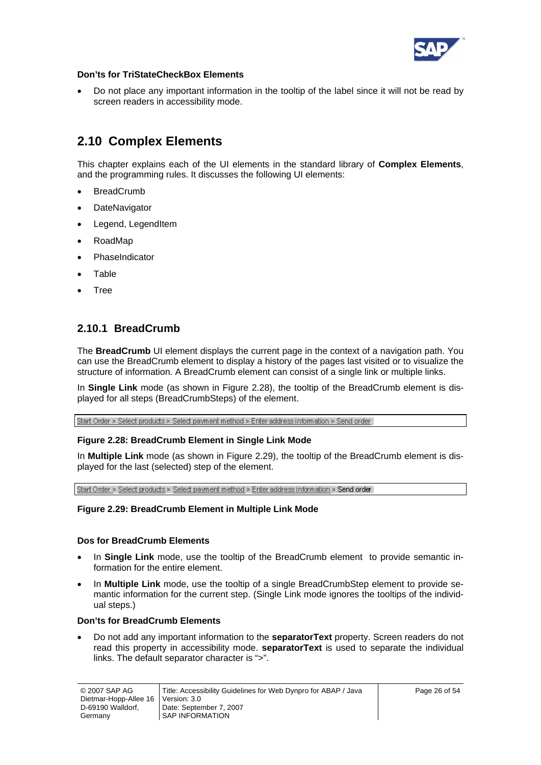#### Don’ts for TriStateCheckBox Elements

- Do not place any important information in the tooltip of the label since it will not be read by screen readers in accessibility mode.

## 2.10 Complex Elements

This chapter explains each of the UI elements in the standard library of **Complex Elements**, and the programming rules. It discusses the following UI elements:

- BreadCrumb
- DateNavigator
- Legend, LegendItem
- RoadMap
- PhaseIndicator
- Table
- Tree

### 2.10.1 BreadCrumb

The **BreadCrumb** UI element displays the current page in the context of a navigation path. You can use the BreadCrumb element to display a history of the pages last visited or to visualize the structure of information. A BreadCrumb element can consist of a single link or multiple links.

In **Single Link** mode (as shown in Figure 2.28), the tooltip of the BreadCrumb element is displayed for all steps (BreadCrumbSteps) of the element.

Start Order > Select products > Select payment method > Enter address information > Send order

**Figure 2.28: BreadCrumb Element in Single Link Mode**

In **Multiple Link** mode (as shown in Figure 2.29), the tooltip of the BreadCrumb element is displayed for the last (selected) step of the element.

Start Order > Select products > Select payment method > Enter address information > Send order

**Figure 2.29: BreadCrumb Element in Multiple Link Mode**

#### Dos for BreadCrumb Elements

- In **Single Link** mode, use the tooltip of the BreadCrumb element to provide semantic information for the entire element.
- In **Multiple Link** mode, use the tooltip of a single BreadCrumbStep element to provide semantic information for the current step. (Single Link mode ignores the tooltips of the individual steps.)

#### Don’ts for BreadCrumb Elements

- Do not add any important information to the **separatorText** property. Screen readers do not read this property in accessibility mode. **separatorText** is used to separate the individual links. The default separator character is “>”.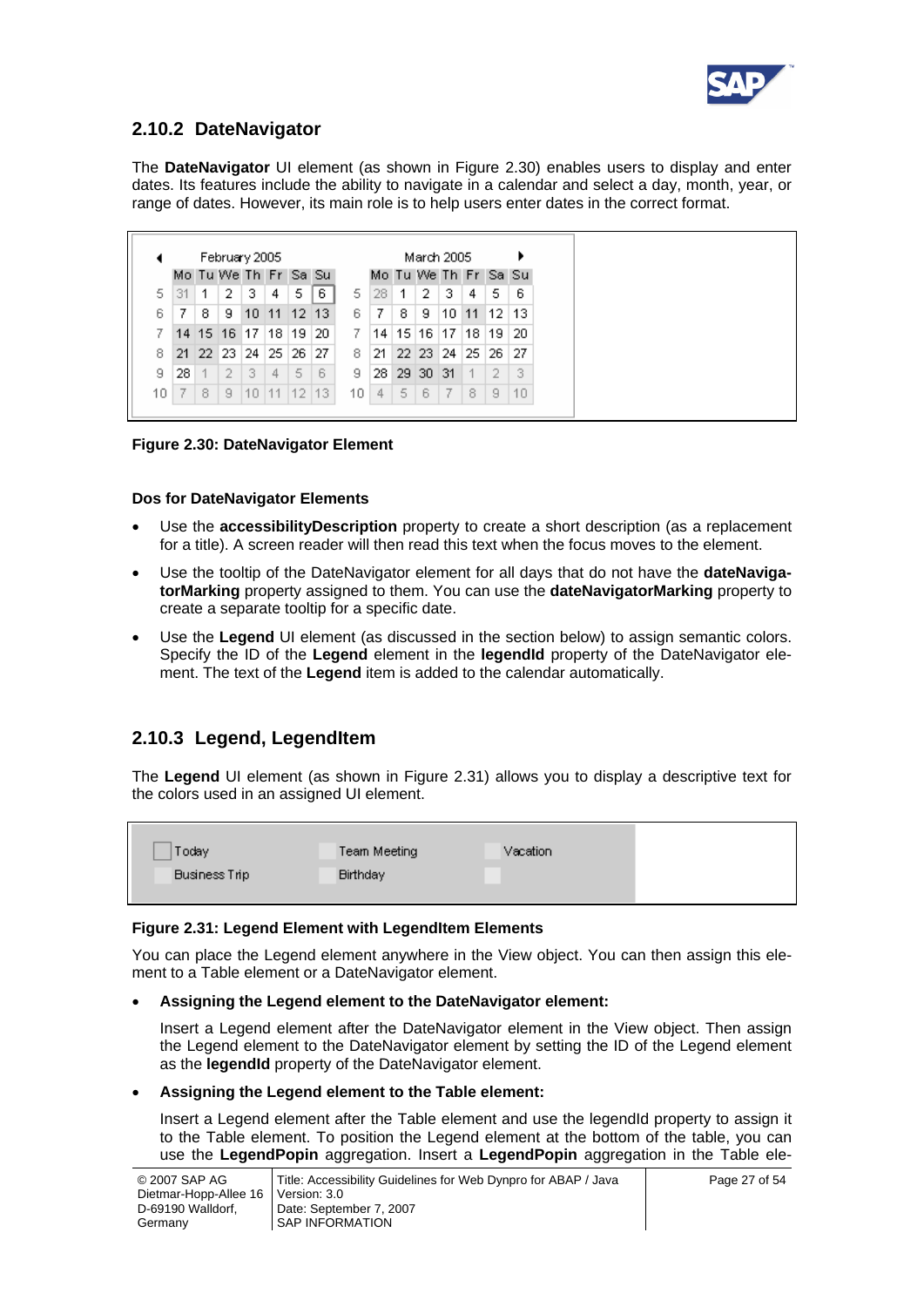## 2.10.2 DateNavigator

The **DateNavigator** UI element (as shown in Figure 2.30) enables users to display and enter dates. Its features include the ability to navigate in a calendar and select a day, month, year, or range of dates. However, its main role is to help users enter dates in the correct format.

**Figure 2.30: DateNavigator Element**

**Dos for DateNavigator Elements**

- Use the **accessibilityDescription** property to create a short description (as a replacement for a title). A screen reader will then read this text when the focus moves to the element.
- Use the tooltip of the DateNavigator element for all days that do not have the **dateNavigatorMarking** property assigned to them. You can use the **dateNavigatorMarking** property to create a separate tooltip for a specific date.
- Use the **Legend** UI element (as discussed in the section below) to assign semantic colors. Specify the ID of the **Legend** element in the **legendId** property of the DateNavigator element. The text of the **Legend** item is added to the calendar automatically.

## 2.10.3 Legend, LegendItem

The **Legend** UI element (as shown in Figure 2.31) allows you to display a descriptive text for the colors used in an assigned UI element.

**Figure 2.31: Legend Element with LegendItem Elements**

You can place the Legend element anywhere in the View object. You can then assign this element to a Table element or a DateNavigator element.

- **Assigning the Legend element to the DateNavigator element:**

  Insert a Legend element after the DateNavigator element in the View object. Then assign the Legend element to the DateNavigator element by setting the ID of the Legend element as the **legendId** property of the DateNavigator element.

- **Assigning the Legend element to the Table element:**

  Insert a Legend element after the Table element and use the legendId property to assign it to the Table element. To position the Legend element at the bottom of the table, you can use the **LegendPopin** aggregation. Insert a **LegendPopin** aggregation in the Table ele-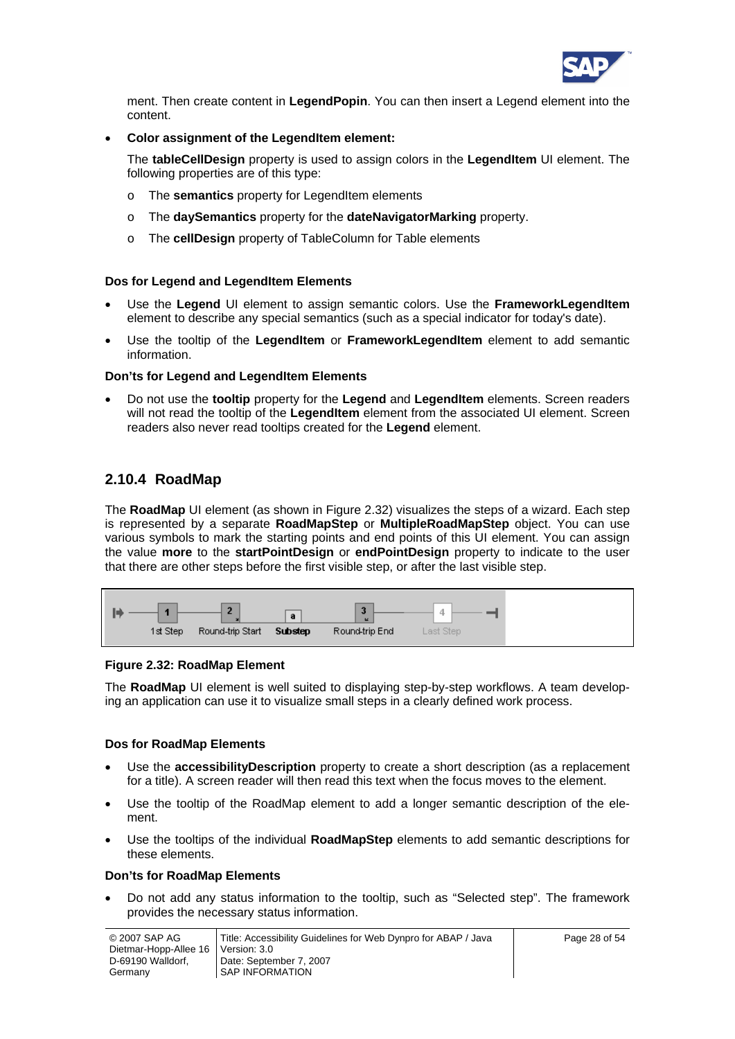ment. Then create content in **LegendPopin**. You can then insert a Legend element into the content.

- **Color assignment of the LegendItem element:**

  The **tableCellDesign** property is used to assign colors in the **LegendItem** UI element. The following properties are of this type:

  - The **semantics** property for LegendItem elements
  - The **daySemantics** property for the **dateNavigatorMarking** property.
  - The **cellDesign** property of TableColumn for Table elements

#### Dos for Legend and LegendItem Elements

- Use the **Legend** UI element to assign semantic colors. Use the **FrameworkLegendItem** element to describe any special semantics (such as a special indicator for today's date).
- Use the tooltip of the **LegendItem** or **FrameworkLegendItem** element to add semantic information.

#### Don'ts for Legend and LegendItem Elements

- Do not use the **tooltip** property for the **Legend** and **LegendItem** elements. Screen readers will not read the tooltip of the **LegendItem** element from the associated UI element. Screen readers also never read tooltips created for the **Legend** element.

### 2.10.4 RoadMap

The **RoadMap** UI element (as shown in Figure 2.32) visualizes the steps of a wizard. Each step is represented by a separate **RoadMapStep** or **MultipleRoadMapStep** object. You can use various symbols to mark the starting points and end points of this UI element. You can assign the value **more** to the **startPointDesign** or **endPointDesign** property to indicate to the user that there are other steps before the first visible step, or after the last visible step.

1st Step   Round-trip Start   Substep   Round-trip End   Last Step

**Figure 2.32: RoadMap Element**

The **RoadMap** UI element is well suited to displaying step-by-step workflows. A team developing an application can use it to visualize small steps in a clearly defined work process.

#### Dos for RoadMap Elements

- Use the **accessibilityDescription** property to create a short description (as a replacement for a title). A screen reader will then read this text when the focus moves to the element.
- Use the tooltip of the RoadMap element to add a longer semantic description of the element.
- Use the tooltips of the individual **RoadMapStep** elements to add semantic descriptions for these elements.

#### Don'ts for RoadMap Elements

- Do not add any status information to the tooltip, such as “Selected step”. The framework provides the necessary status information.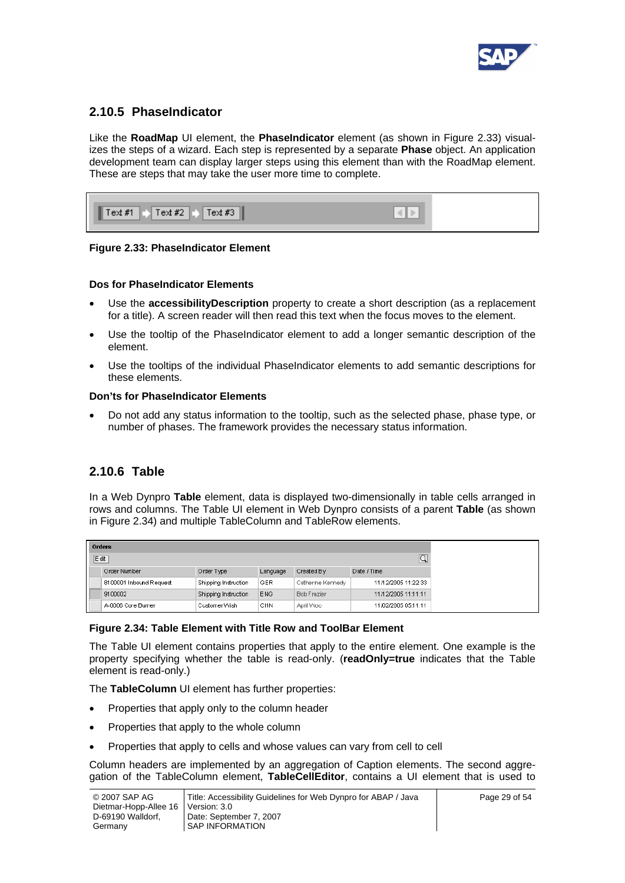## 2.10.5 PhaseIndicator

Like the **RoadMap** UI element, the **PhaseIndicator** element (as shown in Figure 2.33) visualizes the steps of a wizard. Each step is represented by a separate **Phase** object. An application development team can display larger steps using this element than with the RoadMap element. These are steps that may take the user more time to complete.

**Figure 2.33: PhaseIndicator Element**

#### Dos for PhaseIndicator Elements

- Use the **accessibilityDescription** property to create a short description (as a replacement for a title). A screen reader will then read this text when the focus moves to the element.
- Use the tooltip of the PhaseIndicator element to add a longer semantic description of the element.
- Use the tooltips of the individual PhaseIndicator elements to add semantic descriptions for these elements.

#### Don'ts for PhaseIndicator Elements

- Do not add any status information to the tooltip, such as the selected phase, phase type, or number of phases. The framework provides the necessary status information.

## 2.10.6 Table

In a Web Dynpro **Table** element, data is displayed two-dimensionally in table cells arranged in rows and columns. The Table UI element in Web Dynpro consists of a parent **Table** (as shown in Figure 2.34) and multiple TableColumn and TableRow elements.

**Figure 2.34: Table Element with Title Row and ToolBar Element**

The Table UI element contains properties that apply to the entire element. One example is the property specifying whether the table is read-only. (**readOnly=true** indicates that the Table element is read-only.)

The **TableColumn** UI element has further properties:

- Properties that apply only to the column header
- Properties that apply to the whole column
- Properties that apply to cells and whose values can vary from cell to cell

Column headers are implemented by an aggregation of Caption elements. The second aggregation of the TableColumn element, **TableCellEditor**, contains a UI element that is used to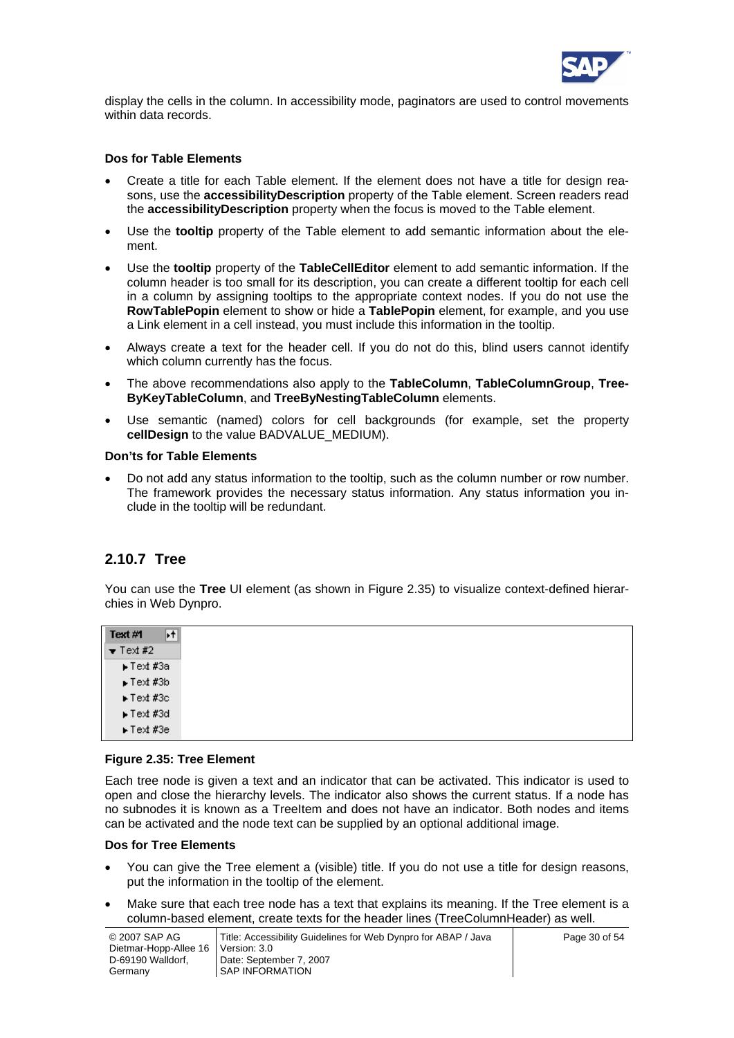display the cells in the column. In accessibility mode, paginators are used to control movements within data records.

**Dos for Table Elements**

- Create a title for each Table element. If the element does not have a title for design reasons, use the **accessibilityDescription** property of the Table element. Screen readers read the **accessibilityDescription** property when the focus is moved to the Table element.
- Use the **tooltip** property of the Table element to add semantic information about the element.
- Use the **tooltip** property of the **TableCellEditor** element to add semantic information. If the column header is too small for its description, you can create a different tooltip for each cell in a column by assigning tooltips to the appropriate context nodes. If you do not use the **RowTablePopin** element to show or hide a **TablePopin** element, for example, and you use a Link element in a cell instead, you must include this information in the tooltip.
- Always create a text for the header cell. If you do not do this, blind users cannot identify which column currently has the focus.
- The above recommendations also apply to the **TableColumn**, **TableColumnGroup**, **TreeByKeyTableColumn**, and **TreeByNestingTableColumn** elements.
- Use semantic (named) colors for cell backgrounds (for example, set the property **cellDesign** to the value BADVALUE_MEDIUM).

**Don'ts for Table Elements**

- Do not add any status information to the tooltip, such as the column number or row number. The framework provides the necessary status information. Any status information you include in the tooltip will be redundant.

## 2.10.7 Tree

You can use the **Tree** UI element (as shown in Figure 2.35) to visualize context-defined hierarchies in Web Dynpro.

Text #1
▼ Text #2
▸ Text #3a
▸ Text #3b
▸ Text #3c
▸ Text #3d
▸ Text #3e

**Figure 2.35: Tree Element**

Each tree node is given a text and an indicator that can be activated. This indicator is used to open and close the hierarchy levels. The indicator also shows the current status. If a node has no subnodes it is known as a TreeItem and does not have an indicator. Both nodes and items can be activated and the node text can be supplied by an optional additional image.

**Dos for Tree Elements**

- You can give the Tree element a (visible) title. If you do not use a title for design reasons, put the information in the tooltip of the element.
- Make sure that each tree node has a text that explains its meaning. If the Tree element is a column-based element, create texts for the header lines (TreeColumnHeader) as well.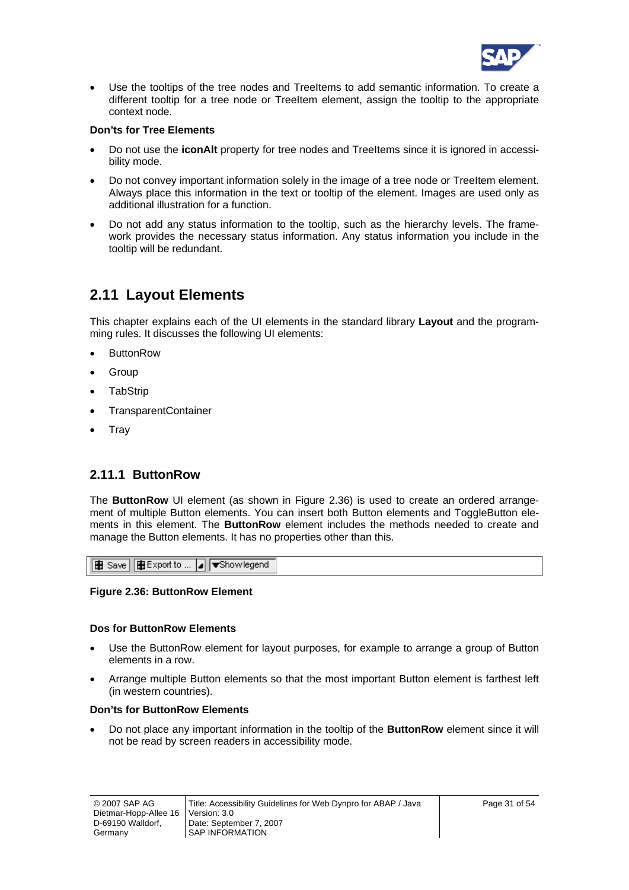- Use the tooltips of the tree nodes and TreeItems to add semantic information. To create a different tooltip for a tree node or TreeItem element, assign the tooltip to the appropriate context node.

**Don'ts for Tree Elements**

- Do not use the **iconAlt** property for tree nodes and TreeItems since it is ignored in accessibility mode.
- Do not convey important information solely in the image of a tree node or TreeItem element. Always place this information in the text or tooltip of the element. Images are used only as additional illustration for a function.
- Do not add any status information to the tooltip, such as the hierarchy levels. The framework provides the necessary status information. Any status information you include in the tooltip will be redundant.

## 2.11 Layout Elements

This chapter explains each of the UI elements in the standard library **Layout** and the programming rules. It discusses the following UI elements:

- ButtonRow
- Group
- TabStrip
- TransparentContainer
- Tray

### 2.11.1 ButtonRow

The **ButtonRow** UI element (as shown in Figure 2.36) is used to create an ordered arrangement of multiple Button elements. You can insert both Button elements and ToggleButton elements in this element. The **ButtonRow** element includes the methods needed to create and manage the Button elements. It has no properties other than this.

**Figure 2.36: ButtonRow Element**

**Dos for ButtonRow Elements**

- Use the ButtonRow element for layout purposes, for example to arrange a group of Button elements in a row.
- Arrange multiple Button elements so that the most important Button element is farthest left (in western countries).

**Don'ts for ButtonRow Elements**

- Do not place any important information in the tooltip of the **ButtonRow** element since it will not be read by screen readers in accessibility mode.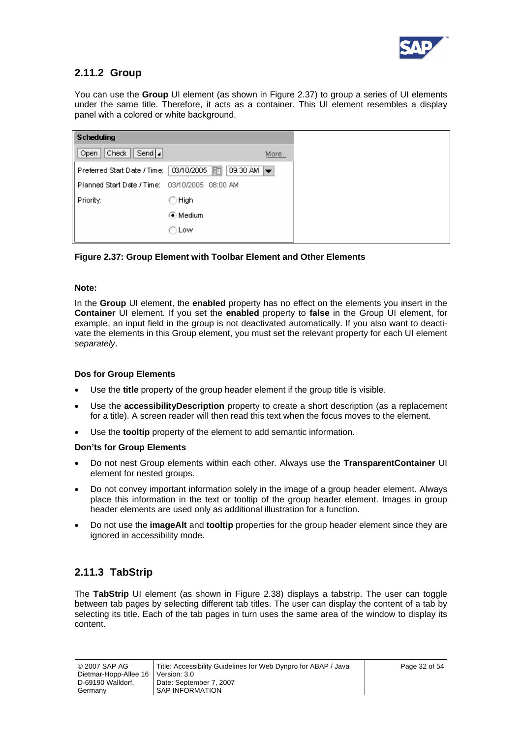## 2.11.2 Group

You can use the **Group** UI element (as shown in Figure 2.37) to group a series of UI elements under the same title. Therefore, it acts as a container. This UI element resembles a display panel with a colored or white background.

**Figure 2.37: Group Element with Toolbar Element and Other Elements**

**Note:**

In the **Group** UI element, the **enabled** property has no effect on the elements you insert in the **Container** UI element. If you set the **enabled** property to **false** in the Group UI element, for example, an input field in the group is not deactivated automatically. If you also want to deactivate the elements in this Group element, you must set the relevant property for each UI element *separately*.

**Dos for Group Elements**

- Use the **title** property of the group header element if the group title is visible.
- Use the **accessibilityDescription** property to create a short description (as a replacement for a title). A screen reader will then read this text when the focus moves to the element.
- Use the **tooltip** property of the element to add semantic information.

**Don'ts for Group Elements**

- Do not nest Group elements within each other. Always use the **TransparentContainer** UI element for nested groups.
- Do not convey important information solely in the image of a group header element. Always place this information in the text or tooltip of the group header element. Images in group header elements are used only as additional illustration for a function.
- Do not use the **imageAlt** and **tooltip** properties for the group header element since they are ignored in accessibility mode.

## 2.11.3 TabStrip

The **TabStrip** UI element (as shown in Figure 2.38) displays a tabstrip. The user can toggle between tab pages by selecting different tab titles. The user can display the content of a tab by selecting its title. Each of the tab pages in turn uses the same area of the window to display its content.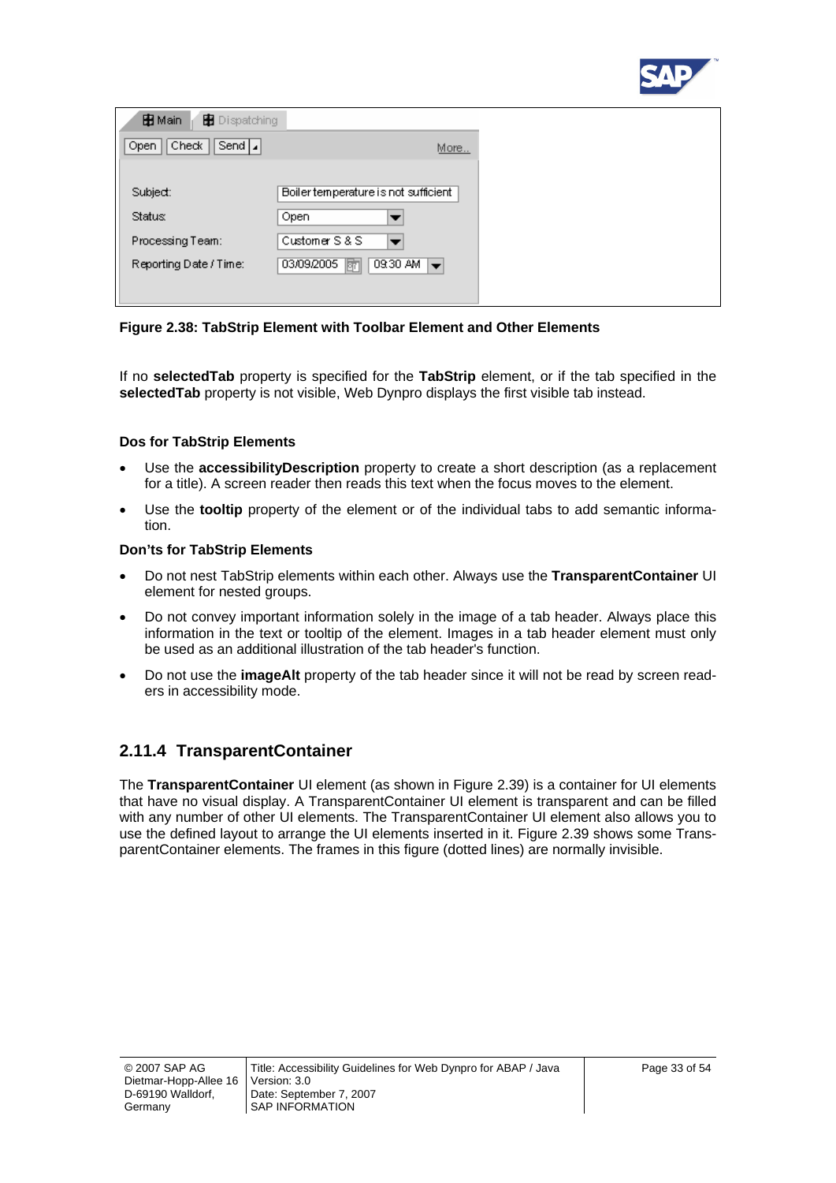**Figure 2.38: TabStrip Element with Toolbar Element and Other Elements**

If no **selectedTab** property is specified for the **TabStrip** element, or if the tab specified in the **selectedTab** property is not visible, Web Dynpro displays the first visible tab instead.

**Dos for TabStrip Elements**

- Use the **accessibilityDescription** property to create a short description (as a replacement for a title). A screen reader then reads this text when the focus moves to the element.
- Use the **tooltip** property of the element or of the individual tabs to add semantic information.

**Don'ts for TabStrip Elements**

- Do not nest TabStrip elements within each other. Always use the **TransparentContainer** UI element for nested groups.
- Do not convey important information solely in the image of a tab header. Always place this information in the text or tooltip of the element. Images in a tab header element must only be used as an additional illustration of the tab header's function.
- Do not use the **imageAlt** property of the tab header since it will not be read by screen readers in accessibility mode.

### 2.11.4 TransparentContainer

The **TransparentContainer** UI element (as shown in Figure 2.39) is a container for UI elements that have no visual display. A TransparentContainer UI element is transparent and can be filled with any number of other UI elements. The TransparentContainer UI element also allows you to use the defined layout to arrange the UI elements inserted in it. Figure 2.39 shows some TransparentContainer elements. The frames in this figure (dotted lines) are normally invisible.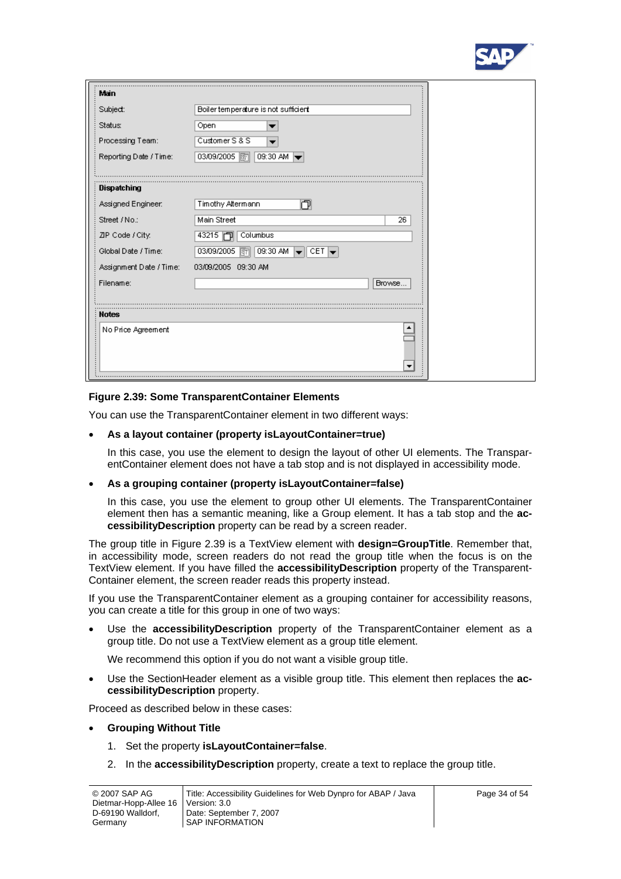| Main | |
|---|---|
| Subject: | Boiler temperature is not sufficient |
| Status: | Open |
| Processing Team: | Customer S & S |
| Reporting Date / Time: | 03/09/2005 09:30 AM |
| **Dispatching** | |
| Assigned Engineer: | Timothy Altermann |
| Street / No.: | Main Street 26 |
| ZIP Code / City: | 43215 Columbus |
| Global Date / Time: | 03/09/2005 09:30 AM CET |
| Assignment Date / Time: | 03/09/2005 09:30 AM |
| Filename: | Browse... |
| **Notes** | |
| No Price Agreement | |

**Figure 2.39: Some TransparentContainer Elements**

You can use the TransparentContainer element in two different ways:

- **As a layout container (property isLayoutContainer=true)**

  In this case, you use the element to design the layout of other UI elements. The TransparentContainer element does not have a tab stop and is not displayed in accessibility mode.

- **As a grouping container (property isLayoutContainer=false)**

  In this case, you use the element to group other UI elements. The TransparentContainer element then has a semantic meaning, like a Group element. It has a tab stop and the **accessibilityDescription** property can be read by a screen reader.

The group title in Figure 2.39 is a TextView element with **design=GroupTitle**. Remember that, in accessibility mode, screen readers do not read the group title when the focus is on the TextView element. If you have filled the **accessibilityDescription** property of the TransparentContainer element, the screen reader reads this property instead.

If you use the TransparentContainer element as a grouping container for accessibility reasons, you can create a title for this group in one of two ways:

- Use the **accessibilityDescription** property of the TransparentContainer element as a group title. Do not use a TextView element as a group title element.

  We recommend this option if you do not want a visible group title.

- Use the SectionHeader element as a visible group title. This element then replaces the **accessibilityDescription** property.

Proceed as described below in these cases:

- **Grouping Without Title**

  1. Set the property **isLayoutContainer=false**.
  2. In the **accessibilityDescription** property, create a text to replace the group title.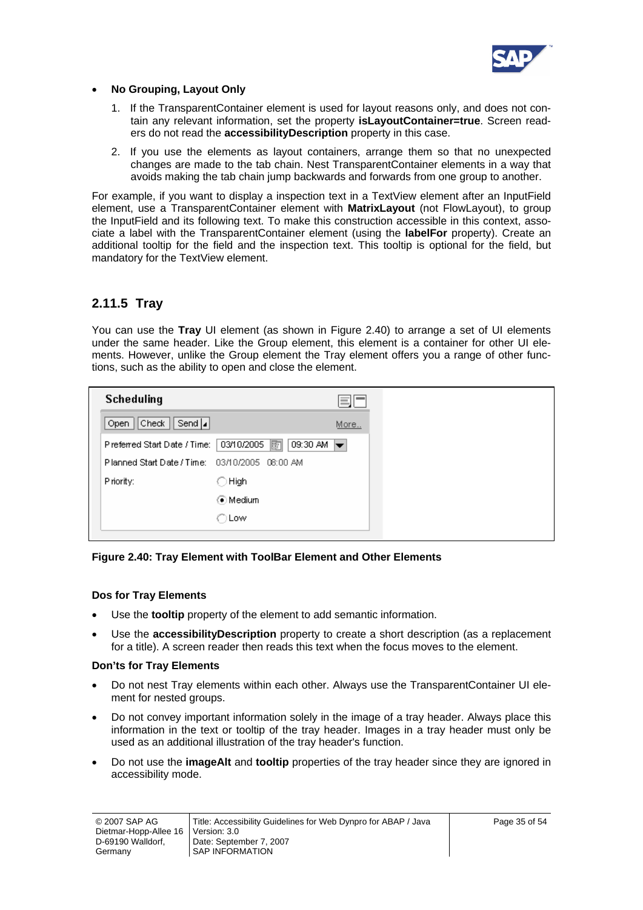- **No Grouping, Layout Only**

  1. If the TransparentContainer element is used for layout reasons only, and does not contain any relevant information, set the property **isLayoutContainer=true**. Screen readers do not read the **accessibilityDescription** property in this case.
  2. If you use the elements as layout containers, arrange them so that no unexpected changes are made to the tab chain. Nest TransparentContainer elements in a way that avoids making the tab chain jump backwards and forwards from one group to another.

For example, if you want to display a inspection text in a TextView element after an InputField element, use a TransparentContainer element with **MatrixLayout** (not FlowLayout), to group the InputField and its following text. To make this construction accessible in this context, associate a label with the TransparentContainer element (using the **labelFor** property). Create an additional tooltip for the field and the inspection text. This tooltip is optional for the field, but mandatory for the TextView element.

## 2.11.5 Tray

You can use the **Tray** UI element (as shown in Figure 2.40) to arrange a set of UI elements under the same header. Like the Group element, this element is a container for other UI elements. However, unlike the Group element the Tray element offers you a range of other functions, such as the ability to open and close the element.

**Figure 2.40: Tray Element with ToolBar Element and Other Elements**

### Dos for Tray Elements

- Use the **tooltip** property of the element to add semantic information.
- Use the **accessibilityDescription** property to create a short description (as a replacement for a title). A screen reader then reads this text when the focus moves to the element.

### Don'ts for Tray Elements

- Do not nest Tray elements within each other. Always use the TransparentContainer UI element for nested groups.
- Do not convey important information solely in the image of a tray header. Always place this information in the text or tooltip of the tray header. Images in a tray header must only be used as an additional illustration of the tray header's function.
- Do not use the **imageAlt** and **tooltip** properties of the tray header since they are ignored in accessibility mode.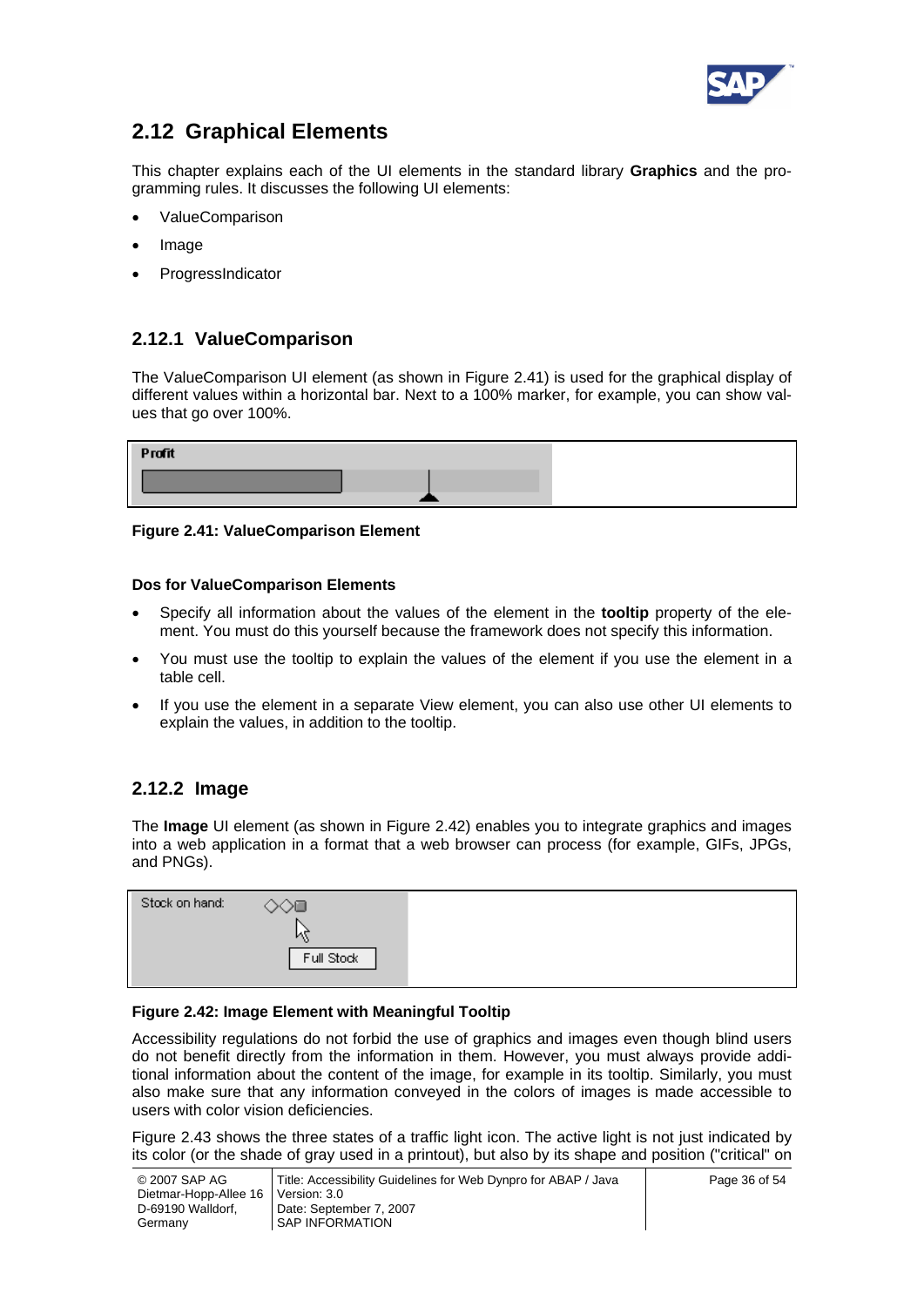## 2.12 Graphical Elements

This chapter explains each of the UI elements in the standard library **Graphics** and the programming rules. It discusses the following UI elements:

- ValueComparison
- Image
- ProgressIndicator

### 2.12.1 ValueComparison

The ValueComparison UI element (as shown in Figure 2.41) is used for the graphical display of different values within a horizontal bar. Next to a 100% marker, for example, you can show values that go over 100%.

**Figure 2.41: ValueComparison Element**

**Dos for ValueComparison Elements**

- Specify all information about the values of the element in the **tooltip** property of the element. You must do this yourself because the framework does not specify this information.
- You must use the tooltip to explain the values of the element if you use the element in a table cell.
- If you use the element in a separate View element, you can also use other UI elements to explain the values, in addition to the tooltip.

### 2.12.2 Image

The **Image** UI element (as shown in Figure 2.42) enables you to integrate graphics and images into a web application in a format that a web browser can process (for example, GIFs, JPGs, and PNGs).

**Figure 2.42: Image Element with Meaningful Tooltip**

Accessibility regulations do not forbid the use of graphics and images even though blind users do not benefit directly from the information in them. However, you must always provide additional information about the content of the image, for example in its tooltip. Similarly, you must also make sure that any information conveyed in the colors of images is made accessible to users with color vision deficiencies.

Figure 2.43 shows the three states of a traffic light icon. The active light is not just indicated by its color (or the shade of gray used in a printout), but also by its shape and position ("critical" on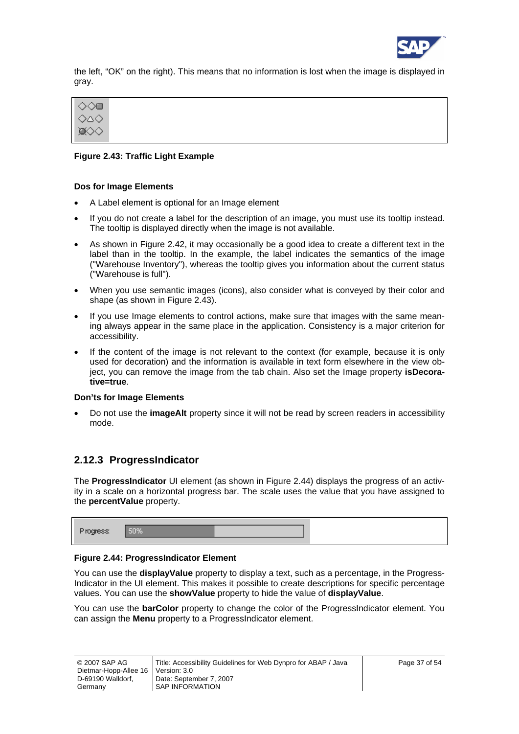the left, “OK” on the right). This means that no information is lost when the image is displayed in gray.

**Figure 2.43: Traffic Light Example**

**Dos for Image Elements**

- A Label element is optional for an Image element
- If you do not create a label for the description of an image, you must use its tooltip instead. The tooltip is displayed directly when the image is not available.
- As shown in Figure 2.42, it may occasionally be a good idea to create a different text in the label than in the tooltip. In the example, the label indicates the semantics of the image ("Warehouse Inventory"), whereas the tooltip gives you information about the current status ("Warehouse is full").
- When you use semantic images (icons), also consider what is conveyed by their color and shape (as shown in Figure 2.43).
- If you use Image elements to control actions, make sure that images with the same meaning always appear in the same place in the application. Consistency is a major criterion for accessibility.
- If the content of the image is not relevant to the context (for example, because it is only used for decoration) and the information is available in text form elsewhere in the view object, you can remove the image from the tab chain. Also set the Image property **isDecorative=true**.

**Don’ts for Image Elements**

- Do not use the **imageAlt** property since it will not be read by screen readers in accessibility mode.

## 2.12.3 ProgressIndicator

The **ProgressIndicator** UI element (as shown in Figure 2.44) displays the progress of an activity in a scale on a horizontal progress bar. The scale uses the value that you have assigned to the **percentValue** property.

**Figure 2.44: ProgressIndicator Element**

You can use the **displayValue** property to display a text, such as a percentage, in the ProgressIndicator in the UI element. This makes it possible to create descriptions for specific percentage values. You can use the **showValue** property to hide the value of **displayValue**.

You can use the **barColor** property to change the color of the ProgressIndicator element. You can assign the **Menu** property to a ProgressIndicator element.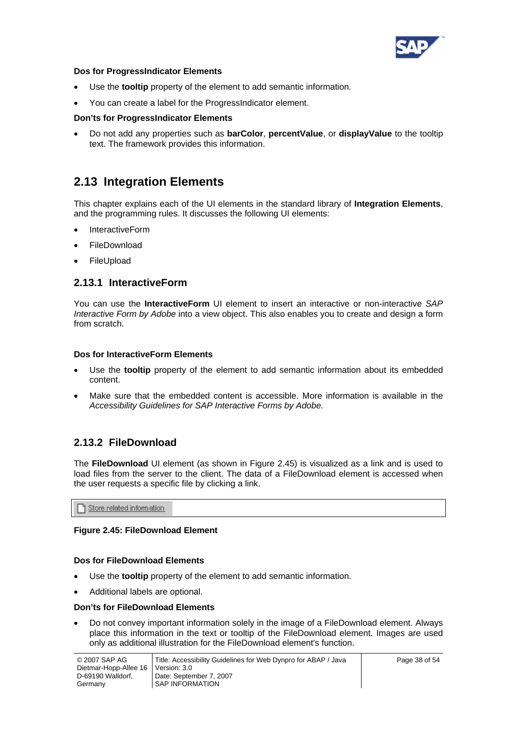**Dos for ProgressIndicator Elements**

- Use the **tooltip** property of the element to add semantic information.
- You can create a label for the ProgressIndicator element.

**Don'ts for ProgressIndicator Elements**

- Do not add any properties such as **barColor**, **percentValue**, or **displayValue** to the tooltip text. The framework provides this information.

## 2.13 Integration Elements

This chapter explains each of the UI elements in the standard library of **Integration Elements**, and the programming rules. It discusses the following UI elements:

- InteractiveForm
- FileDownload
- FileUpload

### 2.13.1 InteractiveForm

You can use the **InteractiveForm** UI element to insert an interactive or non-interactive *SAP Interactive Form by Adobe* into a view object. This also enables you to create and design a form from scratch.

**Dos for InteractiveForm Elements**

- Use the **tooltip** property of the element to add semantic information about its embedded content.
- Make sure that the embedded content is accessible. More information is available in the *Accessibility Guidelines for SAP Interactive Forms by Adobe.*

### 2.13.2 FileDownload

The **FileDownload** UI element (as shown in Figure 2.45) is visualized as a link and is used to load files from the server to the client. The data of a FileDownload element is accessed when the user requests a specific file by clicking a link.

Store related information

**Figure 2.45: FileDownload Element**

**Dos for FileDownload Elements**

- Use the **tooltip** property of the element to add semantic information.
- Additional labels are optional.

**Don'ts for FileDownload Elements**

- Do not convey important information solely in the image of a FileDownload element. Always place this information in the text or tooltip of the FileDownload element. Images are used only as additional illustration for the FileDownload element's function.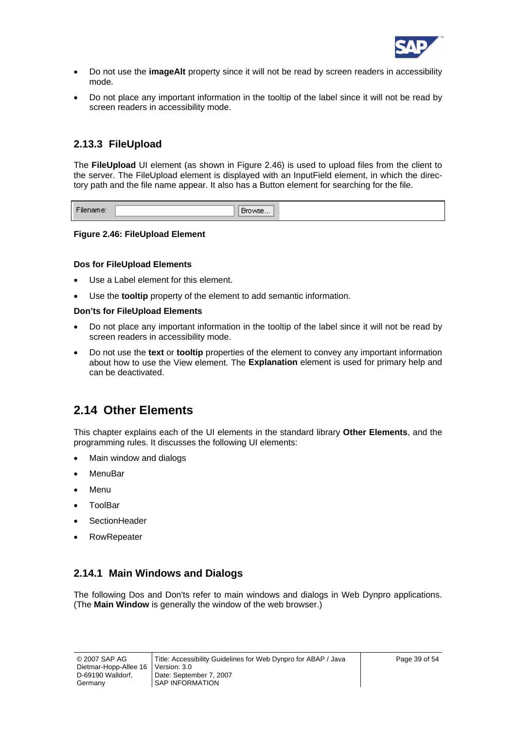- Do not use the **imageAlt** property since it will not be read by screen readers in accessibility mode.
- Do not place any important information in the tooltip of the label since it will not be read by screen readers in accessibility mode.

### 2.13.3 FileUpload

The **FileUpload** UI element (as shown in Figure 2.46) is used to upload files from the client to the server. The FileUpload element is displayed with an InputField element, in which the directory path and the file name appear. It also has a Button element for searching for the file.

**Figure 2.46: FileUpload Element**

**Dos for FileUpload Elements**

- Use a Label element for this element.
- Use the **tooltip** property of the element to add semantic information.

**Don'ts for FileUpload Elements**

- Do not place any important information in the tooltip of the label since it will not be read by screen readers in accessibility mode.
- Do not use the **text** or **tooltip** properties of the element to convey any important information about how to use the View element. The **Explanation** element is used for primary help and can be deactivated.

## 2.14 Other Elements

This chapter explains each of the UI elements in the standard library **Other Elements**, and the programming rules. It discusses the following UI elements:

- Main window and dialogs
- MenuBar
- Menu
- ToolBar
- SectionHeader
- RowRepeater

### 2.14.1 Main Windows and Dialogs

The following Dos and Don'ts refer to main windows and dialogs in Web Dynpro applications. (The **Main Window** is generally the window of the web browser.)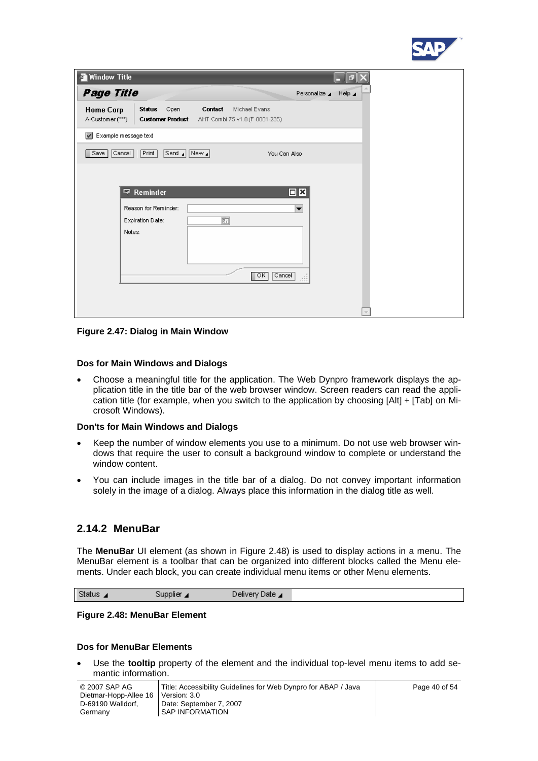**Figure 2.47: Dialog in Main Window**

#### Dos for Main Windows and Dialogs

- Choose a meaningful title for the application. The Web Dynpro framework displays the application title in the title bar of the web browser window. Screen readers can read the application title (for example, when you switch to the application by choosing [Alt] + [Tab] on Microsoft Windows).

#### Don'ts for Main Windows and Dialogs

- Keep the number of window elements you use to a minimum. Do not use web browser windows that require the user to consult a background window to complete or understand the window content.
- You can include images in the title bar of a dialog. Do not convey important information solely in the image of a dialog. Always place this information in the dialog title as well.

### 2.14.2 MenuBar

The **MenuBar** UI element (as shown in Figure 2.48) is used to display actions in a menu. The MenuBar element is a toolbar that can be organized into different blocks called the Menu elements. Under each block, you can create individual menu items or other Menu elements.

**Figure 2.48: MenuBar Element**

#### Dos for MenuBar Elements

- Use the **tooltip** property of the element and the individual top-level menu items to add semantic information.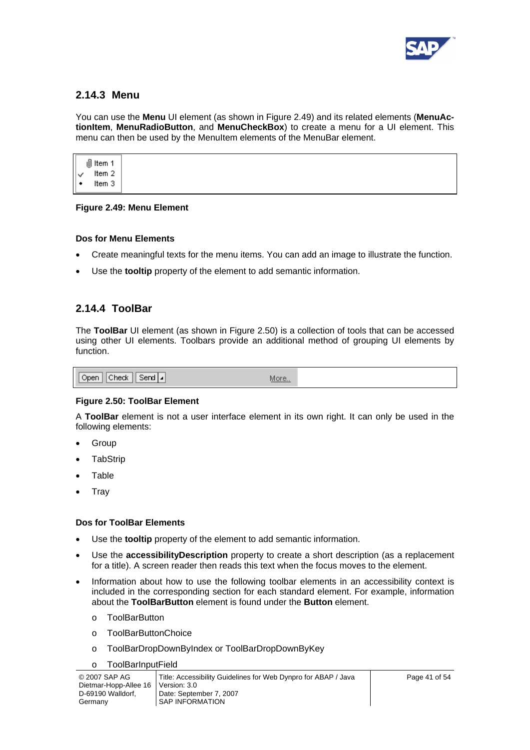## 2.14.3 Menu

You can use the **Menu** UI element (as shown in Figure 2.49) and its related elements (**MenuActionItem**, **MenuRadioButton**, and **MenuCheckBox**) to create a menu for a UI element. This menu can then be used by the MenuItem elements of the MenuBar element.

**Figure 2.49: Menu Element**

**Dos for Menu Elements**

- Create meaningful texts for the menu items. You can add an image to illustrate the function.
- Use the **tooltip** property of the element to add semantic information.

## 2.14.4 ToolBar

The **ToolBar** UI element (as shown in Figure 2.50) is a collection of tools that can be accessed using other UI elements. Toolbars provide an additional method of grouping UI elements by function.

**Figure 2.50: ToolBar Element**

A **ToolBar** element is not a user interface element in its own right. It can only be used in the following elements:

- Group
- TabStrip
- Table
- Tray

**Dos for ToolBar Elements**

- Use the **tooltip** property of the element to add semantic information.
- Use the **accessibilityDescription** property to create a short description (as a replacement for a title). A screen reader then reads this text when the focus moves to the element.
- Information about how to use the following toolbar elements in an accessibility context is included in the corresponding section for each standard element. For example, information about the **ToolBarButton** element is found under the **Button** element.
    - ToolBarButton
    - ToolBarButtonChoice
    - ToolBarDropDownByIndex or ToolBarDropDownByKey
    - ToolBarInputField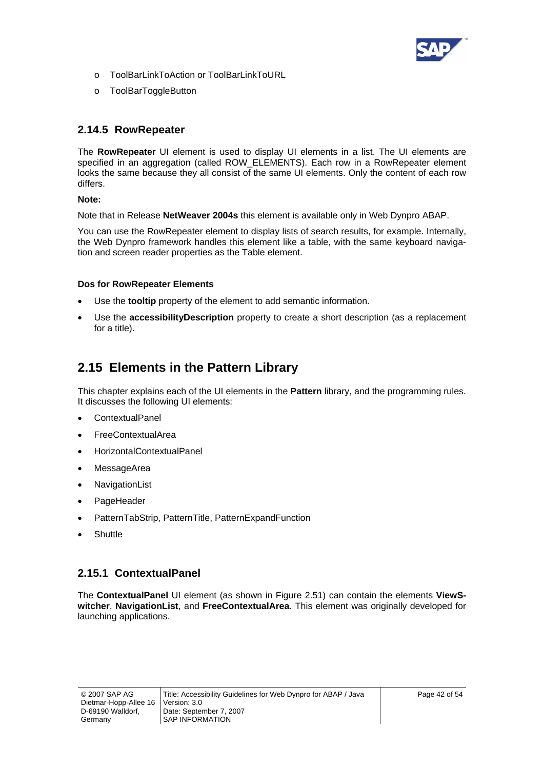- ToolBarLinkToAction or ToolBarLinkToURL
- ToolBarToggleButton

### 2.14.5 RowRepeater

The **RowRepeater** UI element is used to display UI elements in a list. The UI elements are specified in an aggregation (called ROW_ELEMENTS). Each row in a RowRepeater element looks the same because they all consist of the same UI elements. Only the content of each row differs.

**Note:**

Note that in Release **NetWeaver 2004s** this element is available only in Web Dynpro ABAP.

You can use the RowRepeater element to display lists of search results, for example. Internally, the Web Dynpro framework handles this element like a table, with the same keyboard navigation and screen reader properties as the Table element.

**Dos for RowRepeater Elements**

- Use the **tooltip** property of the element to add semantic information.
- Use the **accessibilityDescription** property to create a short description (as a replacement for a title).

## 2.15 Elements in the Pattern Library

This chapter explains each of the UI elements in the **Pattern** library, and the programming rules. It discusses the following UI elements:

- ContextualPanel
- FreeContextualArea
- HorizontalContextualPanel
- MessageArea
- NavigationList
- PageHeader
- PatternTabStrip, PatternTitle, PatternExpandFunction
- Shuttle

### 2.15.1 ContextualPanel

The **ContextualPanel** UI element (as shown in Figure 2.51) can contain the elements **ViewSwitcher**, **NavigationList**, and **FreeContextualArea**. This element was originally developed for launching applications.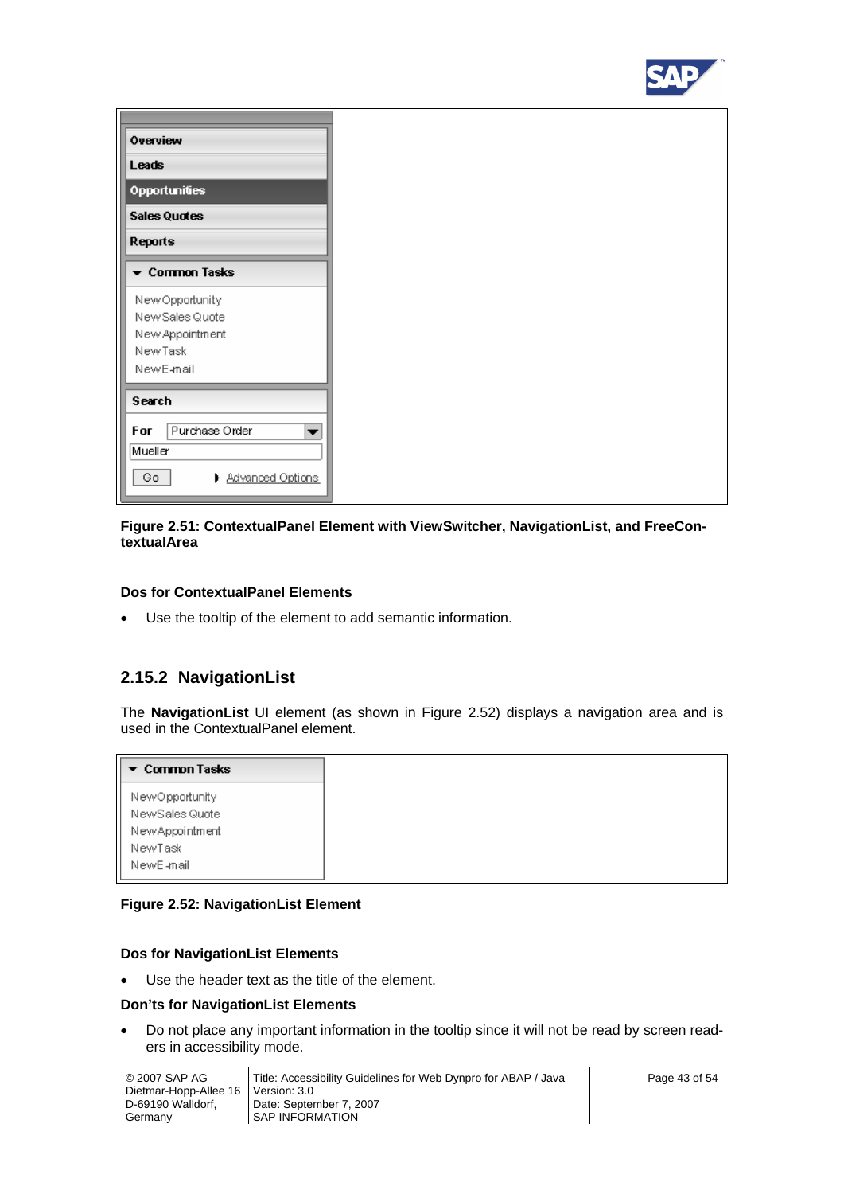**Figure 2.51: ContextualPanel Element with ViewSwitcher, NavigationList, and FreeContextualArea**

#### Dos for ContextualPanel Elements

- Use the tooltip of the element to add semantic information.

### 2.15.2 NavigationList

The **NavigationList** UI element (as shown in Figure 2.52) displays a navigation area and is used in the ContextualPanel element.

**Figure 2.52: NavigationList Element**

#### Dos for NavigationList Elements

- Use the header text as the title of the element.

#### Don'ts for NavigationList Elements

- Do not place any important information in the tooltip since it will not be read by screen readers in accessibility mode.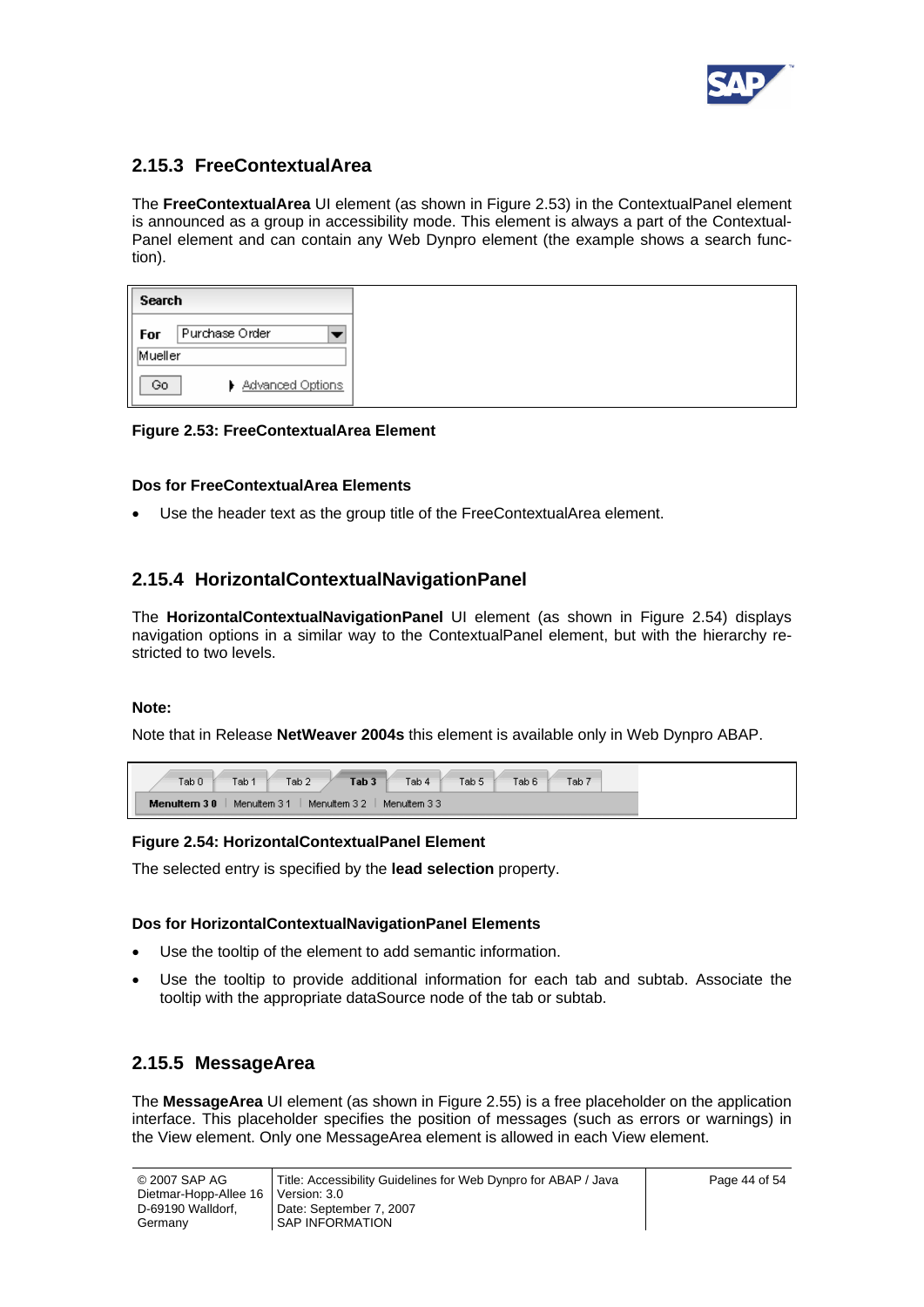### 2.15.3 FreeContextualArea

The **FreeContextualArea** UI element (as shown in Figure 2.53) in the ContextualPanel element is announced as a group in accessibility mode. This element is always a part of the ContextualPanel element and can contain any Web Dynpro element (the example shows a search function).

**Figure 2.53: FreeContextualArea Element**

#### Dos for FreeContextualArea Elements

- Use the header text as the group title of the FreeContextualArea element.

### 2.15.4 HorizontalContextualNavigationPanel

The **HorizontalContextualNavigationPanel** UI element (as shown in Figure 2.54) displays navigation options in a similar way to the ContextualPanel element, but with the hierarchy restricted to two levels.

**Note:**

Note that in Release **NetWeaver 2004s** this element is available only in Web Dynpro ABAP.

**Figure 2.54: HorizontalContextualPanel Element**

The selected entry is specified by the **lead selection** property.

#### Dos for HorizontalContextualNavigationPanel Elements

- Use the tooltip of the element to add semantic information.
- Use the tooltip to provide additional information for each tab and subtab. Associate the tooltip with the appropriate dataSource node of the tab or subtab.

### 2.15.5 MessageArea

The **MessageArea** UI element (as shown in Figure 2.55) is a free placeholder on the application interface. This placeholder specifies the position of messages (such as errors or warnings) in the View element. Only one MessageArea element is allowed in each View element.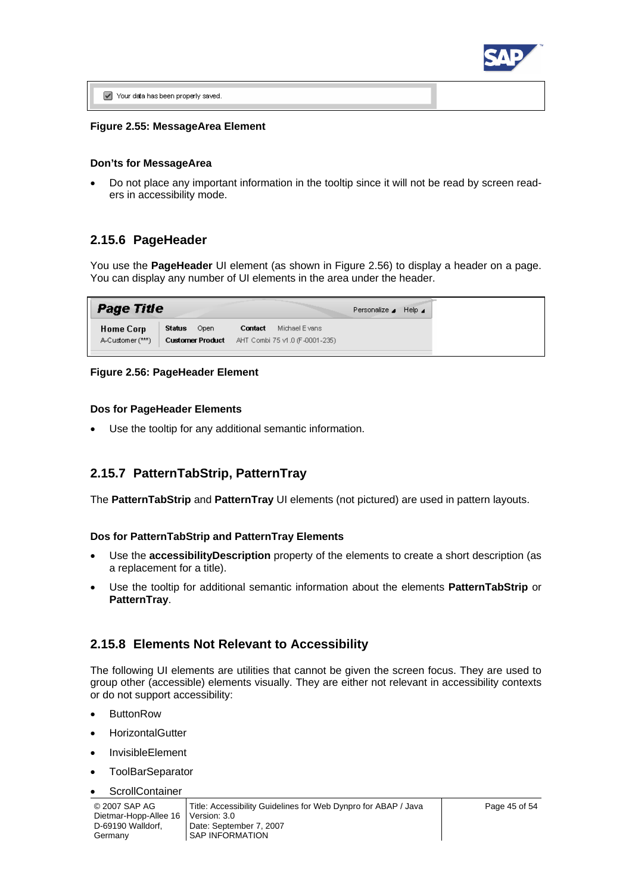Figure 2.55: MessageArea Element

**Don'ts for MessageArea**

- Do not place any important information in the tooltip since it will not be read by screen readers in accessibility mode.

## 2.15.6 PageHeader

You use the **PageHeader** UI element (as shown in Figure 2.56) to display a header on a page. You can display any number of UI elements in the area under the header.

**Figure 2.56: PageHeader Element**

**Dos for PageHeader Elements**

- Use the tooltip for any additional semantic information.

## 2.15.7 PatternTabStrip, PatternTray

The **PatternTabStrip** and **PatternTray** UI elements (not pictured) are used in pattern layouts.

**Dos for PatternTabStrip and PatternTray Elements**

- Use the **accessibilityDescription** property of the elements to create a short description (as a replacement for a title).
- Use the tooltip for additional semantic information about the elements **PatternTabStrip** or **PatternTray**.

## 2.15.8 Elements Not Relevant to Accessibility

The following UI elements are utilities that cannot be given the screen focus. They are used to group other (accessible) elements visually. They are either not relevant in accessibility contexts or do not support accessibility:

- ButtonRow
- HorizontalGutter
- InvisibleElement
- ToolBarSeparator
- ScrollContainer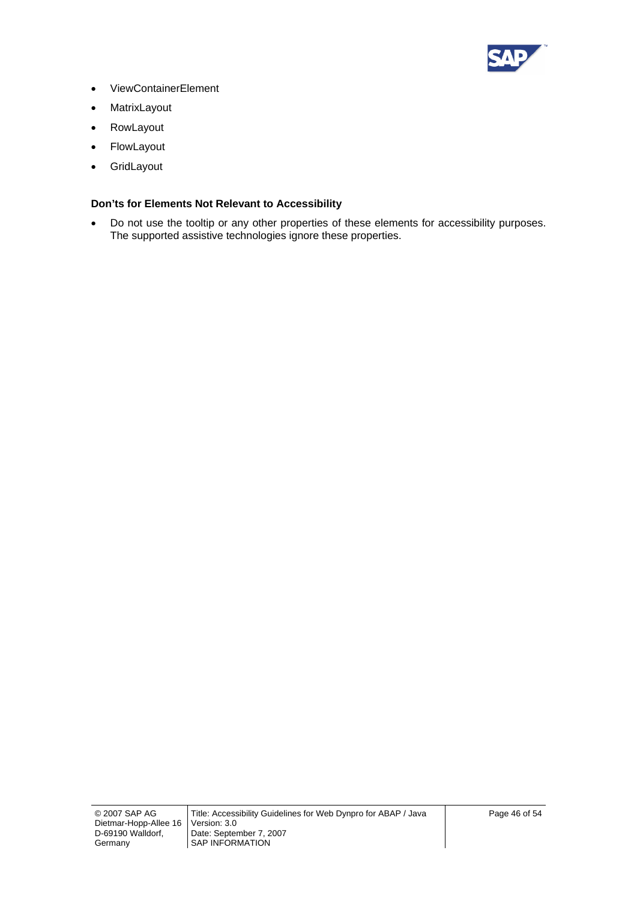- ViewContainerElement
- MatrixLayout
- RowLayout
- FlowLayout
- GridLayout

**Don’ts for Elements Not Relevant to Accessibility**

- Do not use the tooltip or any other properties of these elements for accessibility purposes. The supported assistive technologies ignore these properties.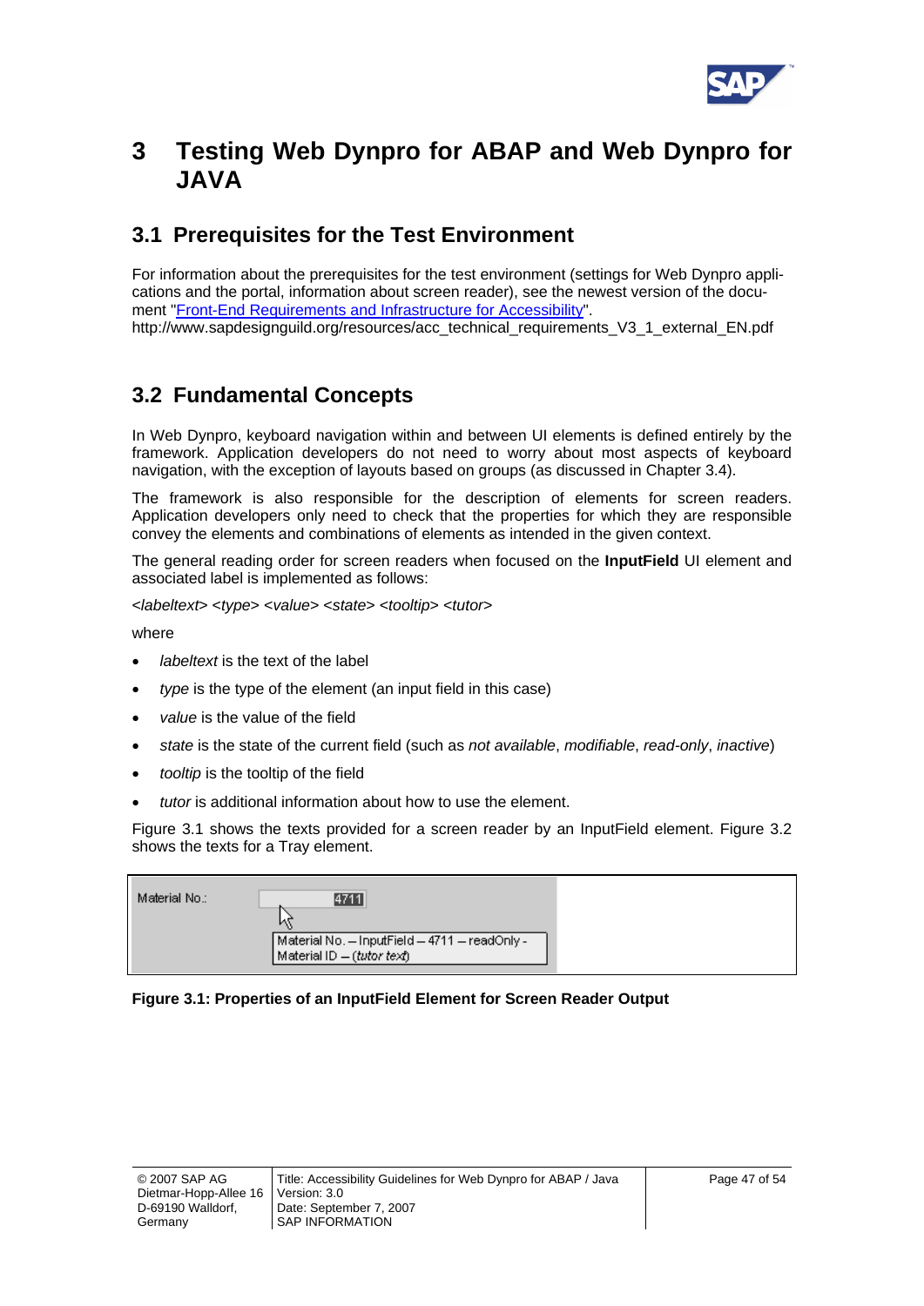# 3 Testing Web Dynpro for ABAP and Web Dynpro for JAVA

## 3.1 Prerequisites for the Test Environment

For information about the prerequisites for the test environment (settings for Web Dynpro applications and the portal, information about screen reader), see the newest version of the document "Front-End Requirements and Infrastructure for Accessibility".
http://www.sapdesignguild.org/resources/acc_technical_requirements_V3_1_external_EN.pdf

## 3.2 Fundamental Concepts

In Web Dynpro, keyboard navigation within and between UI elements is defined entirely by the framework. Application developers do not need to worry about most aspects of keyboard navigation, with the exception of layouts based on groups (as discussed in Chapter 3.4).

The framework is also responsible for the description of elements for screen readers. Application developers only need to check that the properties for which they are responsible convey the elements and combinations of elements as intended in the given context.

The general reading order for screen readers when focused on the **InputField** UI element and associated label is implemented as follows:

*<labeltext> <type> <value> <state> <tooltip> <tutor>*

where

- *labeltext* is the text of the label
- *type* is the type of the element (an input field in this case)
- *value* is the value of the field
- *state* is the state of the current field (such as *not available*, *modifiable*, *read-only*, *inactive*)
- *tooltip* is the tooltip of the field
- *tutor* is additional information about how to use the element.

Figure 3.1 shows the texts provided for a screen reader by an InputField element. Figure 3.2 shows the texts for a Tray element.

Material No.: 4711

Material No. – InputField – 4711 – readOnly - Material ID – (*tutor text*)

**Figure 3.1: Properties of an InputField Element for Screen Reader Output**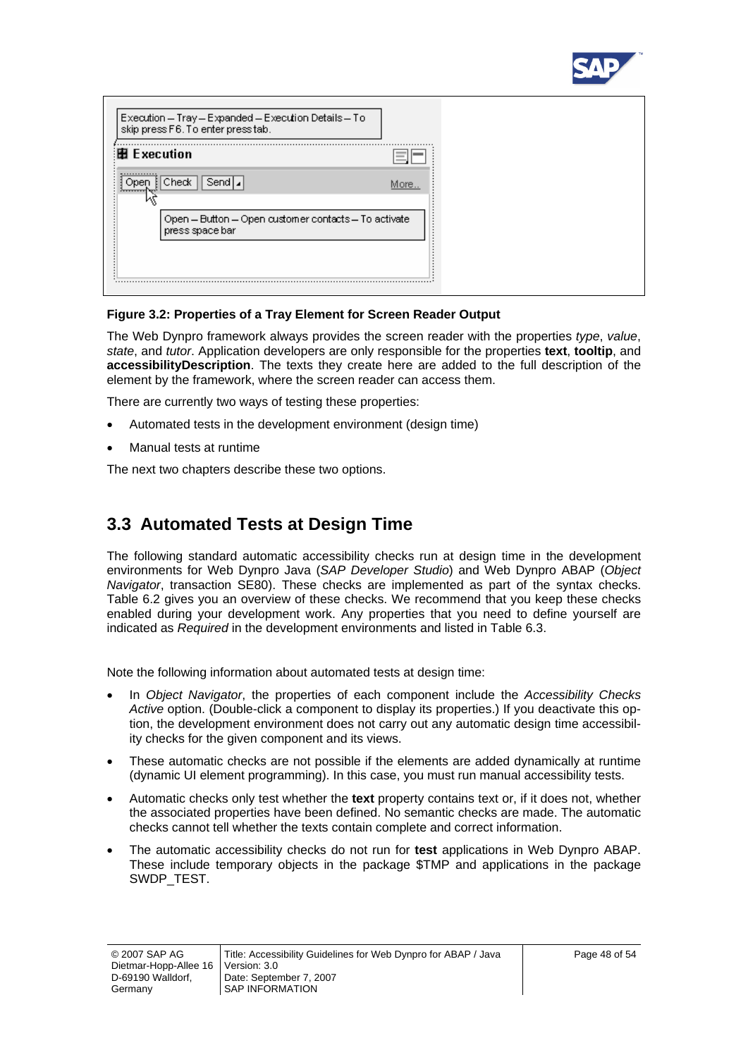**Figure 3.2: Properties of a Tray Element for Screen Reader Output**

The Web Dynpro framework always provides the screen reader with the properties *type*, *value*, *state*, and *tutor*. Application developers are only responsible for the properties **text**, **tooltip**, and **accessibilityDescription**. The texts they create here are added to the full description of the element by the framework, where the screen reader can access them.

There are currently two ways of testing these properties:

- Automated tests in the development environment (design time)
- Manual tests at runtime

The next two chapters describe these two options.

## 3.3 Automated Tests at Design Time

The following standard automatic accessibility checks run at design time in the development environments for Web Dynpro Java (*SAP Developer Studio*) and Web Dynpro ABAP (*Object Navigator*, transaction SE80). These checks are implemented as part of the syntax checks. Table 6.2 gives you an overview of these checks. We recommend that you keep these checks enabled during your development work. Any properties that you need to define yourself are indicated as *Required* in the development environments and listed in Table 6.3.

Note the following information about automated tests at design time:

- In *Object Navigator*, the properties of each component include the *Accessibility Checks Active* option. (Double-click a component to display its properties.) If you deactivate this option, the development environment does not carry out any automatic design time accessibility checks for the given component and its views.
- These automatic checks are not possible if the elements are added dynamically at runtime (dynamic UI element programming). In this case, you must run manual accessibility tests.
- Automatic checks only test whether the **text** property contains text or, if it does not, whether the associated properties have been defined. No semantic checks are made. The automatic checks cannot tell whether the texts contain complete and correct information.
- The automatic accessibility checks do not run for **test** applications in Web Dynpro ABAP. These include temporary objects in the package $TMP and applications in the package SWDP_TEST.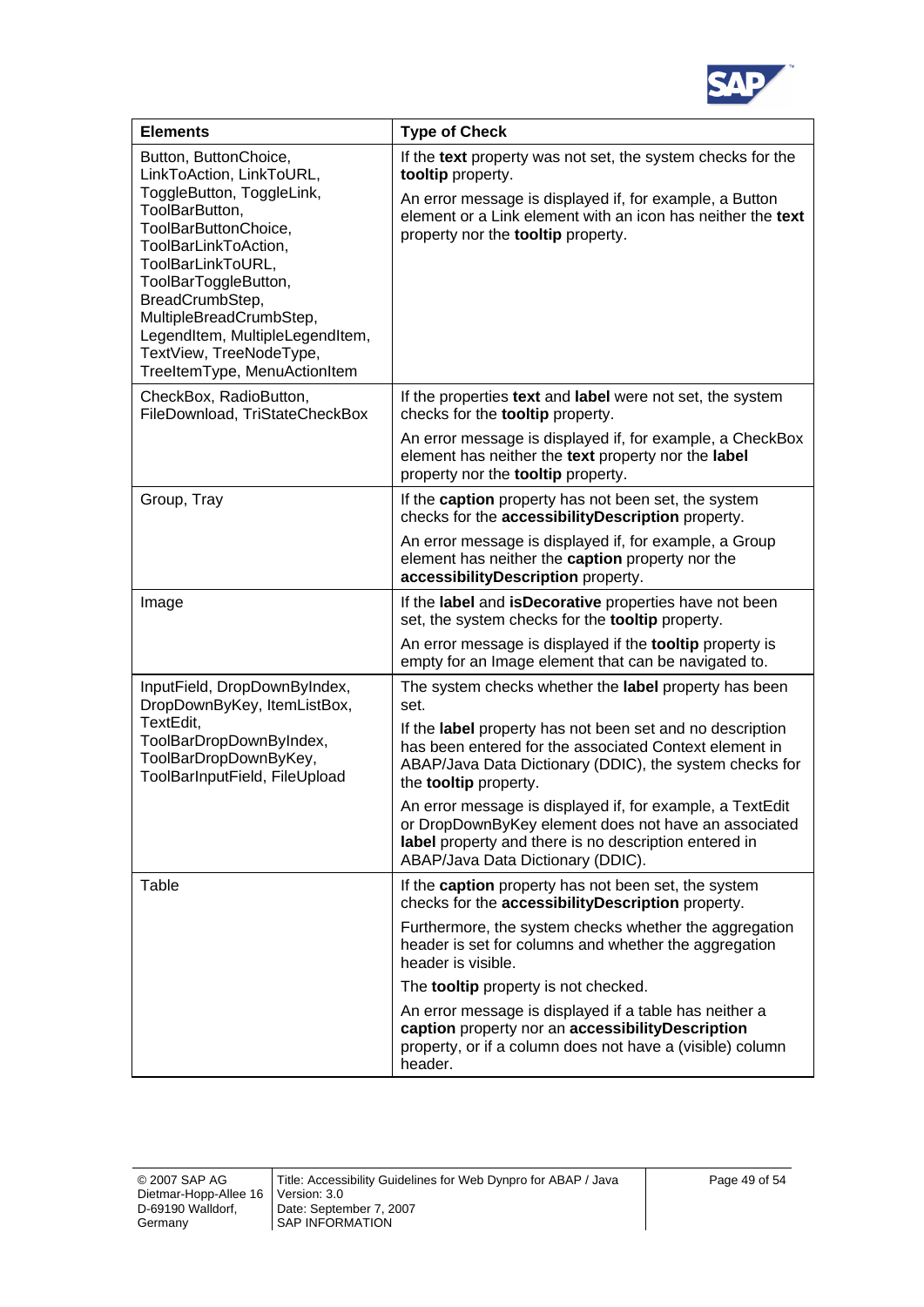| Elements | Type of Check |
|---|---|
| Button, ButtonChoice, LinkToAction, LinkToURL, ToggleButton, ToggleLink, ToolBarButton, ToolBarButtonChoice, ToolBarLinkToAction, ToolBarLinkToURL, ToolBarToggleButton, BreadCrumbStep, MultipleBreadCrumbStep, LegendItem, MultipleLegendItem, TextView, TreeNodeType, TreeItemType, MenuActionItem | If the **text** property was not set, the system checks for the **tooltip** property.<br><br>An error message is displayed if, for example, a Button element or a Link element with an icon has neither the **text** property nor the **tooltip** property. |
| CheckBox, RadioButton, FileDownload, TriStateCheckBox | If the properties **text** and **label** were not set, the system checks for the **tooltip** property.<br><br>An error message is displayed if, for example, a CheckBox element has neither the **text** property nor the **label** property nor the **tooltip** property. |
| Group, Tray | If the **caption** property has not been set, the system checks for the **accessibilityDescription** property.<br><br>An error message is displayed if, for example, a Group element has neither the **caption** property nor the **accessibilityDescription** property. |
| Image | If the **label** and **isDecorative** properties have not been set, the system checks for the **tooltip** property.<br><br>An error message is displayed if the **tooltip** property is empty for an Image element that can be navigated to. |
| InputField, DropDownByIndex, DropDownByKey, ItemListBox, TextEdit, ToolBarDropDownByIndex, ToolBarDropDownByKey, ToolBarInputField, FileUpload | The system checks whether the **label** property has been set.<br><br>If the **label** property has not been set and no description has been entered for the associated Context element in ABAP/Java Data Dictionary (DDIC), the system checks for the **tooltip** property.<br><br>An error message is displayed if, for example, a TextEdit or DropDownByKey element does not have an associated **label** property and there is no description entered in ABAP/Java Data Dictionary (DDIC). |
| Table | If the **caption** property has not been set, the system checks for the **accessibilityDescription** property.<br><br>Furthermore, the system checks whether the aggregation header is set for columns and whether the aggregation header is visible.<br><br>The **tooltip** property is not checked.<br><br>An error message is displayed if a table has neither a **caption** property nor an **accessibilityDescription** property, or if a column does not have a (visible) column header. |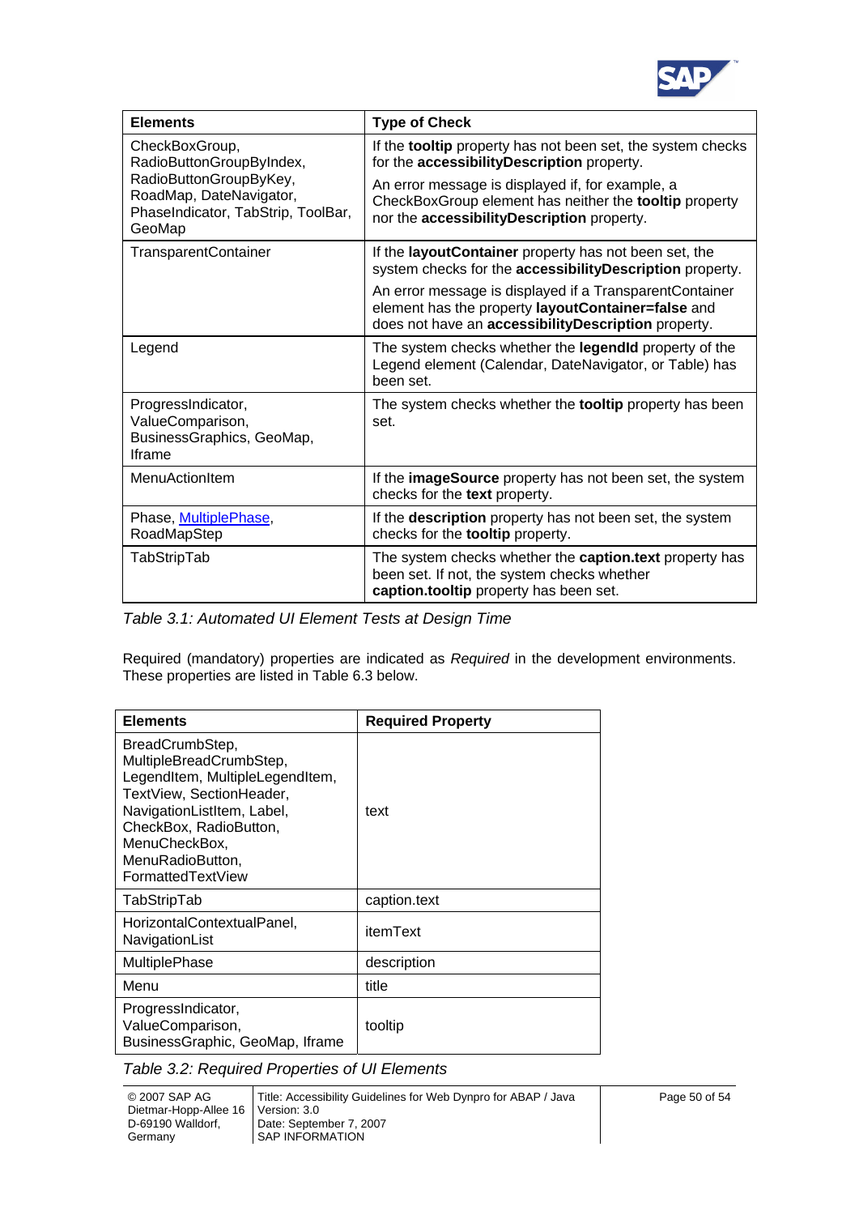| Elements | Type of Check |
|---|---|
| CheckBoxGroup, RadioButtonGroupByIndex, RadioButtonGroupByKey, RoadMap, DateNavigator, PhaseIndicator, TabStrip, ToolBar, GeoMap | If the **tooltip** property has not been set, the system checks for the **accessibilityDescription** property.<br><br>An error message is displayed if, for example, a CheckBoxGroup element has neither the **tooltip** property nor the **accessibilityDescription** property. |
| TransparentContainer | If the **layoutContainer** property has not been set, the system checks for the **accessibilityDescription** property.<br><br>An error message is displayed if a TransparentContainer element has the property **layoutContainer=false** and does not have an **accessibilityDescription** property. |
| Legend | The system checks whether the **legendId** property of the Legend element (Calendar, DateNavigator, or Table) has been set. |
| ProgressIndicator, ValueComparison, BusinessGraphics, GeoMap, Iframe | The system checks whether the **tooltip** property has been set. |
| MenuActionItem | If the **imageSource** property has not been set, the system checks for the **text** property. |
| Phase, MultiplePhase, RoadMapStep | If the **description** property has not been set, the system checks for the **tooltip** property. |
| TabStripTab | The system checks whether the **caption.text** property has been set. If not, the system checks whether **caption.tooltip** property has been set. |

*Table 3.1: Automated UI Element Tests at Design Time*

Required (mandatory) properties are indicated as *Required* in the development environments. These properties are listed in Table 6.3 below.

| Elements | Required Property |
|---|---|
| BreadCrumbStep, MultipleBreadCrumbStep, LegendItem, MultipleLegendItem, TextView, SectionHeader, NavigationListItem, Label, CheckBox, RadioButton, MenuCheckBox, MenuRadioButton, FormattedTextView | text |
| TabStripTab | caption.text |
| HorizontalContextualPanel, NavigationList | itemText |
| MultiplePhase | description |
| Menu | title |
| ProgressIndicator, ValueComparison, BusinessGraphic, GeoMap, Iframe | tooltip |

*Table 3.2: Required Properties of UI Elements*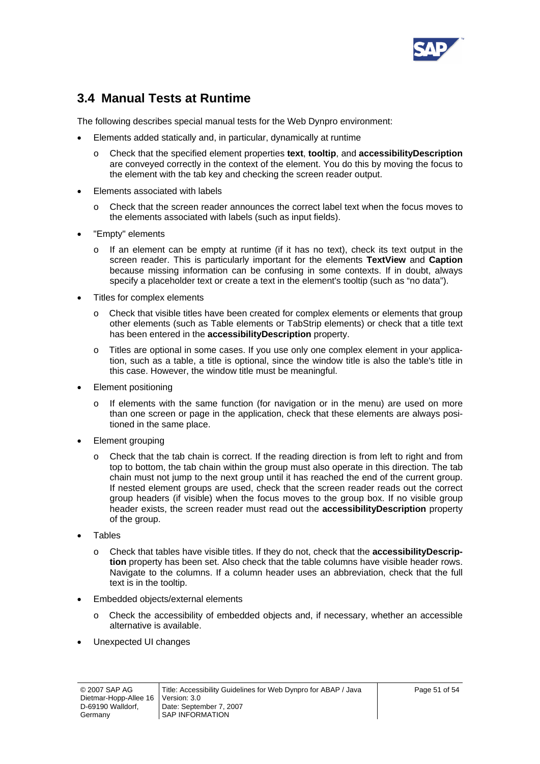## 3.4 Manual Tests at Runtime

The following describes special manual tests for the Web Dynpro environment:

- Elements added statically and, in particular, dynamically at runtime
  - Check that the specified element properties **text**, **tooltip**, and **accessibilityDescription** are conveyed correctly in the context of the element. You do this by moving the focus to the element with the tab key and checking the screen reader output.
- Elements associated with labels
  - Check that the screen reader announces the correct label text when the focus moves to the elements associated with labels (such as input fields).
- "Empty" elements
  - If an element can be empty at runtime (if it has no text), check its text output in the screen reader. This is particularly important for the elements **TextView** and **Caption** because missing information can be confusing in some contexts. If in doubt, always specify a placeholder text or create a text in the element's tooltip (such as "no data").
- Titles for complex elements
  - Check that visible titles have been created for complex elements or elements that group other elements (such as Table elements or TabStrip elements) or check that a title text has been entered in the **accessibilityDescription** property.
  - Titles are optional in some cases. If you use only one complex element in your application, such as a table, a title is optional, since the window title is also the table's title in this case. However, the window title must be meaningful.
- Element positioning
  - If elements with the same function (for navigation or in the menu) are used on more than one screen or page in the application, check that these elements are always positioned in the same place.
- Element grouping
  - Check that the tab chain is correct. If the reading direction is from left to right and from top to bottom, the tab chain within the group must also operate in this direction. The tab chain must not jump to the next group until it has reached the end of the current group. If nested element groups are used, check that the screen reader reads out the correct group headers (if visible) when the focus moves to the group box. If no visible group header exists, the screen reader must read out the **accessibilityDescription** property of the group.
- Tables
  - Check that tables have visible titles. If they do not, check that the **accessibilityDescription** property has been set. Also check that the table columns have visible header rows. Navigate to the columns. If a column header uses an abbreviation, check that the full text is in the tooltip.
- Embedded objects/external elements
  - Check the accessibility of embedded objects and, if necessary, whether an accessible alternative is available.
- Unexpected UI changes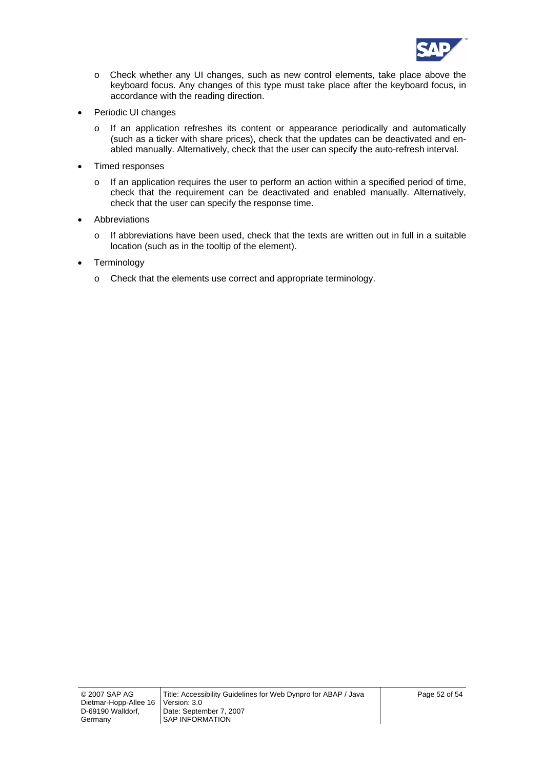- Check whether any UI changes, such as new control elements, take place above the keyboard focus. Any changes of this type must take place after the keyboard focus, in accordance with the reading direction.

- Periodic UI changes
  - If an application refreshes its content or appearance periodically and automatically (such as a ticker with share prices), check that the updates can be deactivated and enabled manually. Alternatively, check that the user can specify the auto-refresh interval.

- Timed responses
  - If an application requires the user to perform an action within a specified period of time, check that the requirement can be deactivated and enabled manually. Alternatively, check that the user can specify the response time.

- Abbreviations
  - If abbreviations have been used, check that the texts are written out in full in a suitable location (such as in the tooltip of the element).

- Terminology
  - Check that the elements use correct and appropriate terminology.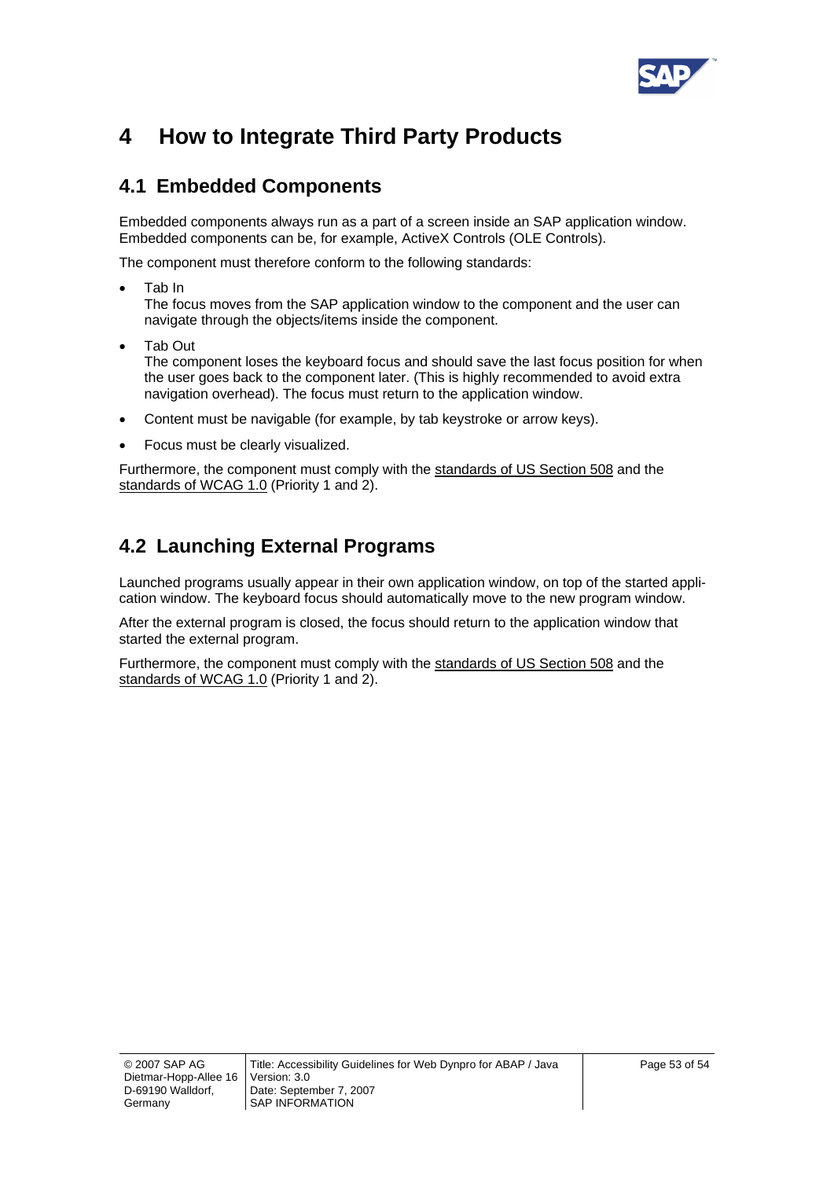# 4 How to Integrate Third Party Products

## 4.1 Embedded Components

Embedded components always run as a part of a screen inside an SAP application window. Embedded components can be, for example, ActiveX Controls (OLE Controls).

The component must therefore conform to the following standards:

- Tab In
  The focus moves from the SAP application window to the component and the user can navigate through the objects/items inside the component.
- Tab Out
  The component loses the keyboard focus and should save the last focus position for when the user goes back to the component later. (This is highly recommended to avoid extra navigation overhead). The focus must return to the application window.
- Content must be navigable (for example, by tab keystroke or arrow keys).
- Focus must be clearly visualized.

Furthermore, the component must comply with the standards of US Section 508 and the standards of WCAG 1.0 (Priority 1 and 2).

## 4.2 Launching External Programs

Launched programs usually appear in their own application window, on top of the started application window. The keyboard focus should automatically move to the new program window.

After the external program is closed, the focus should return to the application window that started the external program.

Furthermore, the component must comply with the standards of US Section 508 and the standards of WCAG 1.0 (Priority 1 and 2).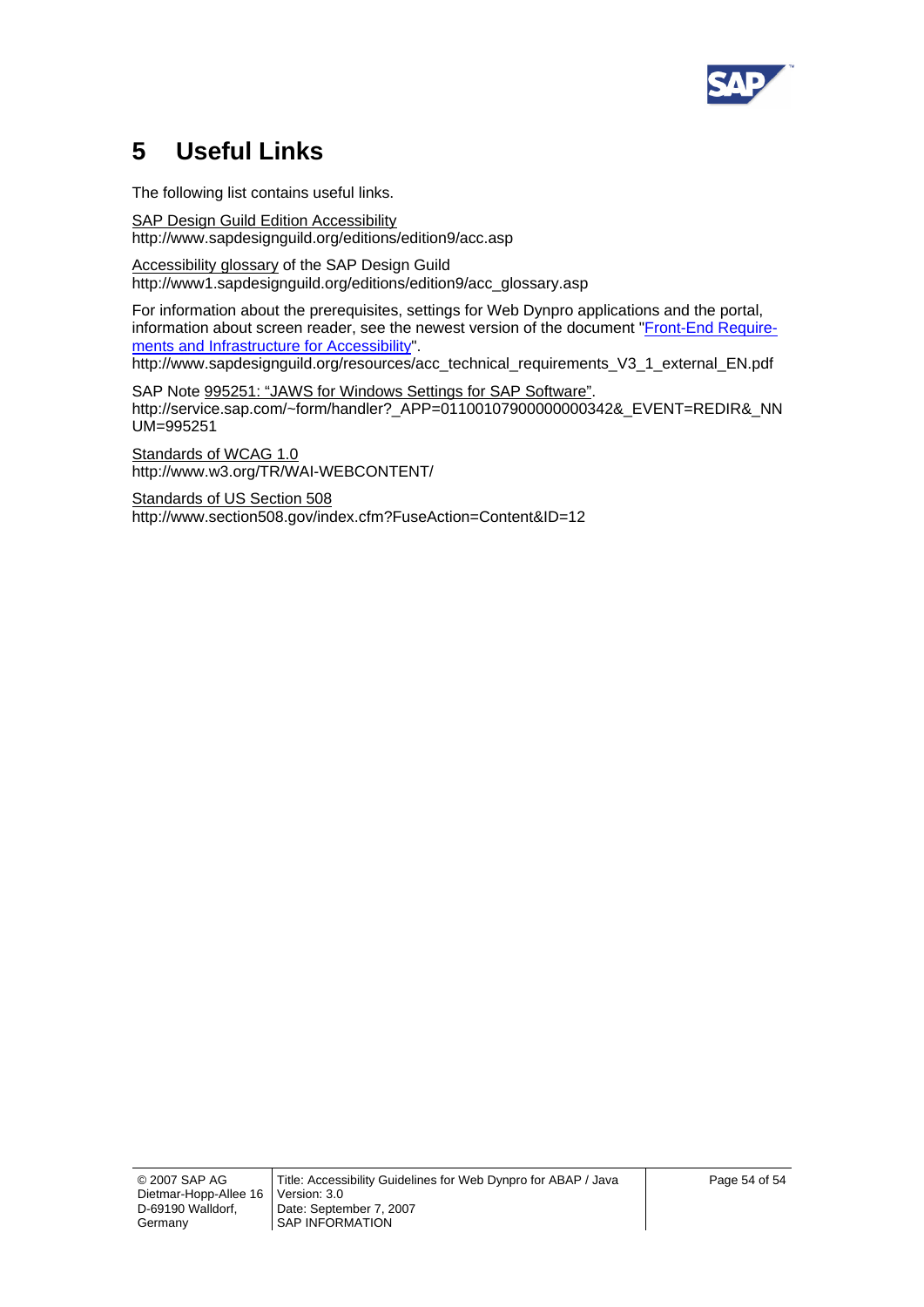# 5 Useful Links

The following list contains useful links.

SAP Design Guild Edition Accessibility
http://www.sapdesignguild.org/editions/edition9/acc.asp

Accessibility glossary of the SAP Design Guild
http://www1.sapdesignguild.org/editions/edition9/acc_glossary.asp

For information about the prerequisites, settings for Web Dynpro applications and the portal, information about screen reader, see the newest version of the document "Front-End Requirements and Infrastructure for Accessibility".
http://www.sapdesignguild.org/resources/acc_technical_requirements_V3_1_external_EN.pdf

SAP Note 995251: "JAWS for Windows Settings for SAP Software".
http://service.sap.com/~form/handler?_APP=01100107900000000342&_EVENT=REDIR&_NNUM=995251

Standards of WCAG 1.0
http://www.w3.org/TR/WAI-WEBCONTENT/

Standards of US Section 508
http://www.section508.gov/index.cfm?FuseAction=Content&ID=12